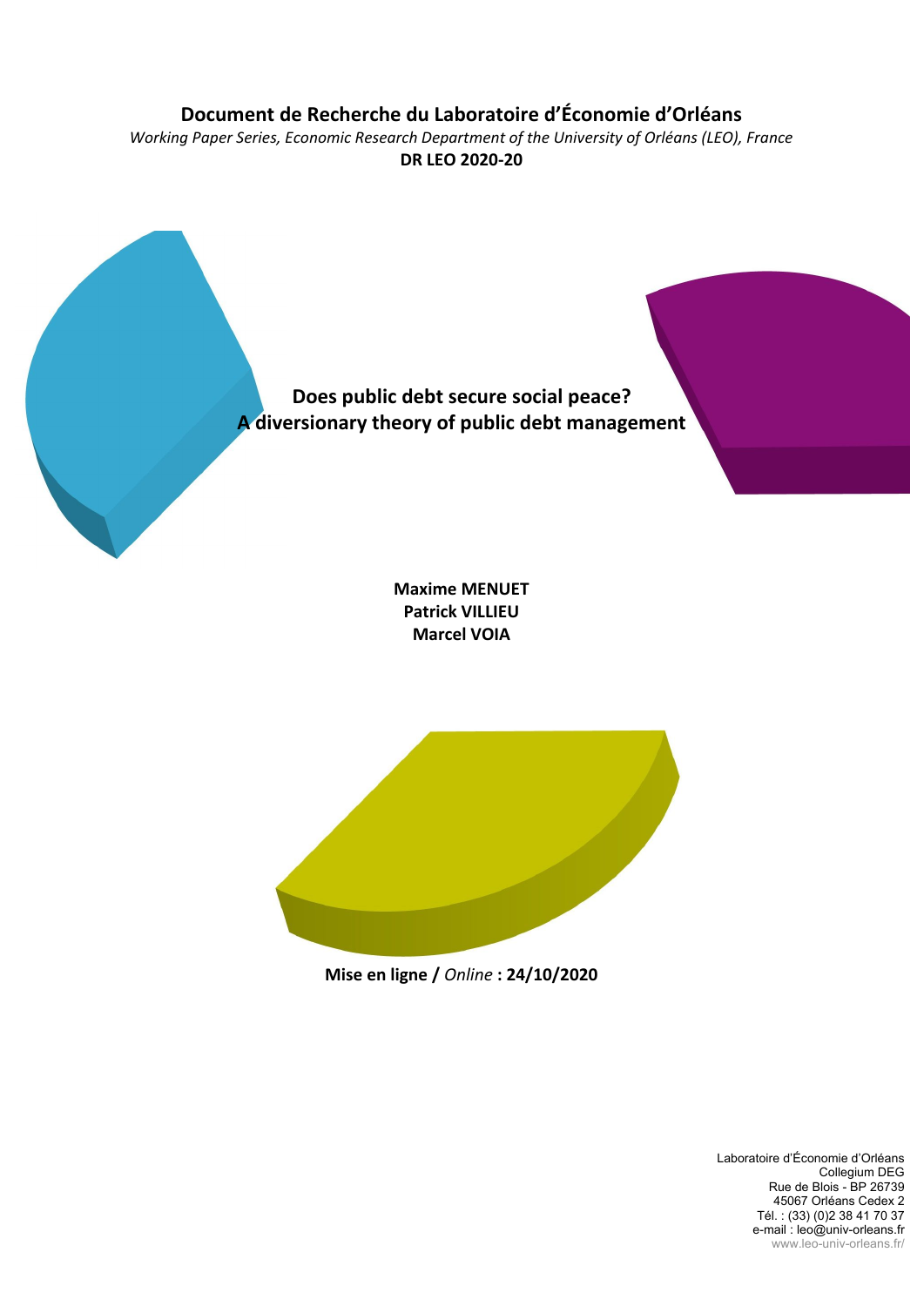**Document de Recherche du Laboratoire d'Économie d'Orléans**

*Working Paper Series, Economic Research Department of the University of Orléans (LEO), France*

**DR LEO 2020-20**

# Does public debt secure social peace? A diversionary theory of public debt management

**Maxime MENUET**
**Patrick VILLIEU**
**Marcel VOIA**

**Mise en ligne /** *Online* **: 24/10/2020**

Laboratoire d'Économie d'Orléans
Collegium DEG
Rue de Blois - BP 26739
45067 Orléans Cedex 2
Tél. : (33) (0)2 38 41 70 37
e-mail : leo@univ-orleans.fr
www.leo-univ-orleans.fr/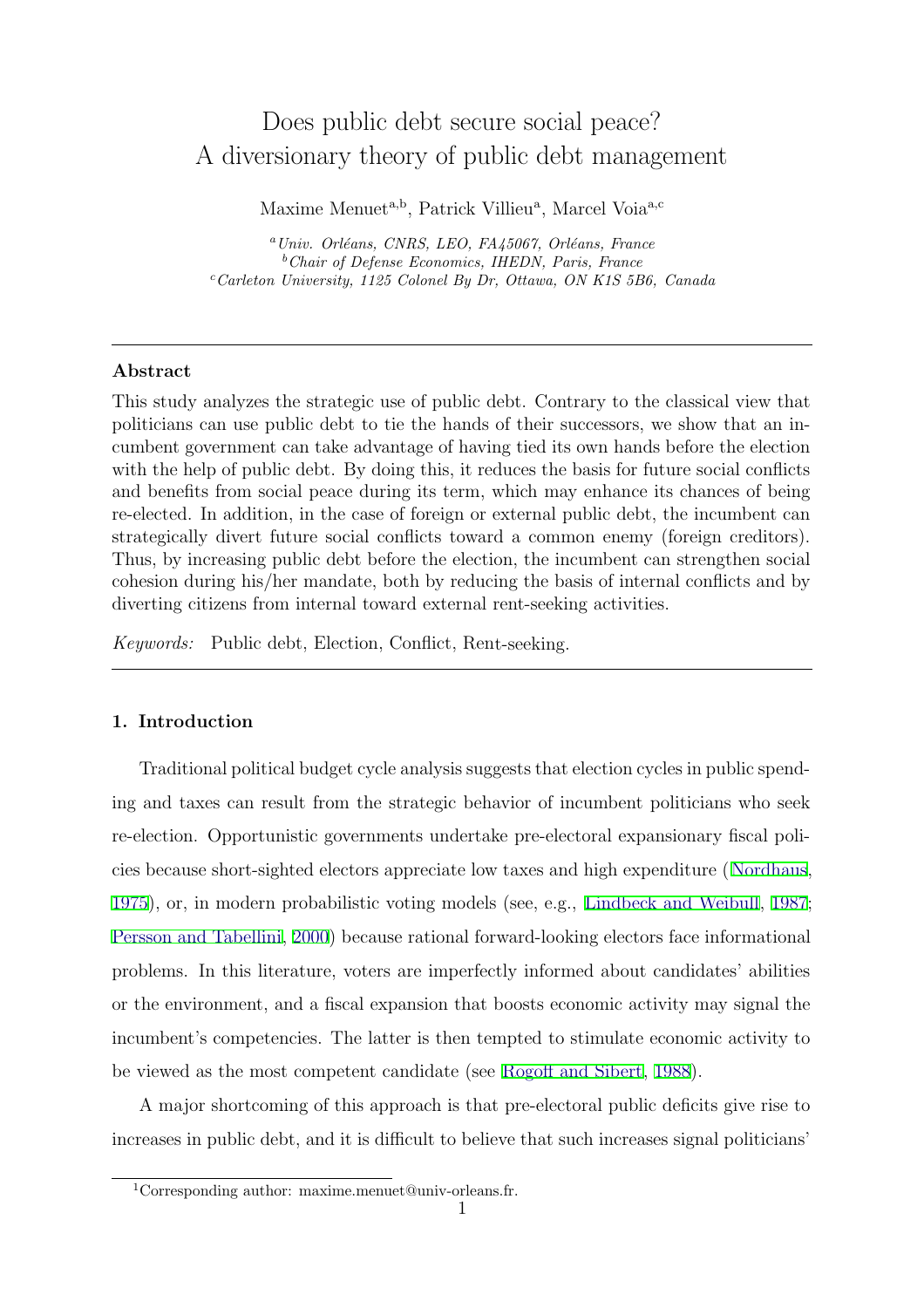# Does public debt secure social peace? A diversionary theory of public debt management

Maxime Menuet[a,b], Patrick Villieu[a], Marcel Voia[a,c]

[a] *Univ. Orléans, CNRS, LEO, FA45067, Orléans, France*
[b] *Chair of Defense Economics, IHEDN, Paris, France*
[c] *Carleton University, 1125 Colonel By Dr, Ottawa, ON K1S 5B6, Canada*

---

**Abstract**

This study analyzes the strategic use of public debt. Contrary to the classical view that politicians can use public debt to tie the hands of their successors, we show that an incumbent government can take advantage of having tied its own hands before the election with the help of public debt. By doing this, it reduces the basis for future social conflicts and benefits from social peace during its term, which may enhance its chances of being re-elected. In addition, in the case of foreign or external public debt, the incumbent can strategically divert future social conflicts toward a common enemy (foreign creditors). Thus, by increasing public debt before the election, the incumbent can strengthen social cohesion during his/her mandate, both by reducing the basis of internal conflicts and by diverting citizens from internal toward external rent-seeking activities.

*Keywords:* Public debt, Election, Conflict, Rent-seeking.

---

## 1. Introduction

Traditional political budget cycle analysis suggests that election cycles in public spending and taxes can result from the strategic behavior of incumbent politicians who seek re-election. Opportunistic governments undertake pre-electoral expansionary fiscal policies because short-sighted electors appreciate low taxes and high expenditure (Nordhaus, 1975), or, in modern probabilistic voting models (see, e.g., Lindbeck and Weibull, 1987; Persson and Tabellini, 2000) because rational forward-looking electors face informational problems. In this literature, voters are imperfectly informed about candidates' abilities or the environment, and a fiscal expansion that boosts economic activity may signal the incumbent's competencies. The latter is then tempted to stimulate economic activity to be viewed as the most competent candidate (see Rogoff and Sibert, 1988).

A major shortcoming of this approach is that pre-electoral public deficits give rise to increases in public debt, and it is difficult to believe that such increases signal politicians'

[1] Corresponding author: maxime.menuet@univ-orleans.fr.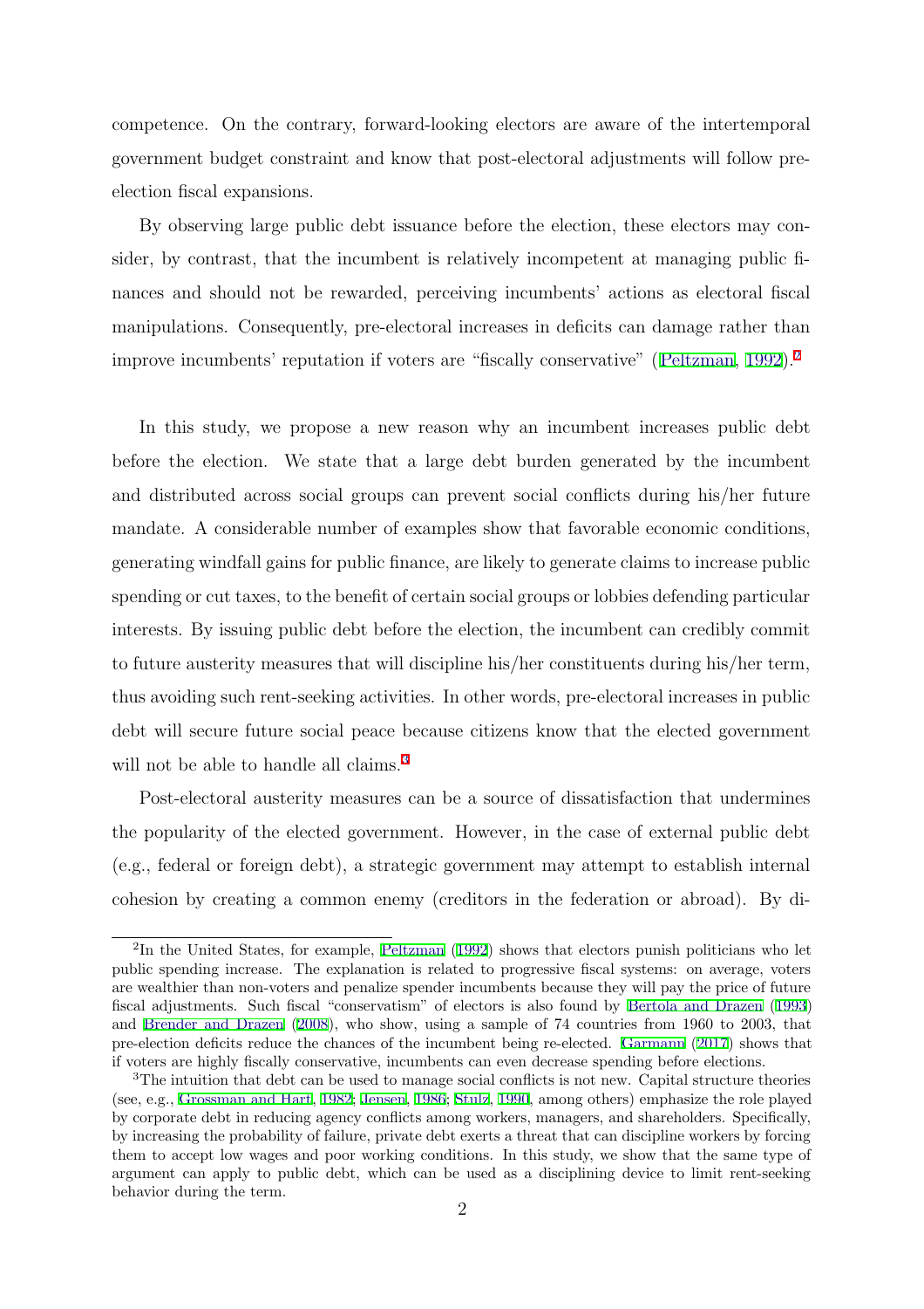competence. On the contrary, forward-looking electors are aware of the intertemporal government budget constraint and know that post-electoral adjustments will follow pre-election fiscal expansions.

By observing large public debt issuance before the election, these electors may consider, by contrast, that the incumbent is relatively incompetent at managing public finances and should not be rewarded, perceiving incumbents' actions as electoral fiscal manipulations. Consequently, pre-electoral increases in deficits can damage rather than improve incumbents' reputation if voters are "fiscally conservative" (Peltzman, 1992).[2]

In this study, we propose a new reason why an incumbent increases public debt before the election. We state that a large debt burden generated by the incumbent and distributed across social groups can prevent social conflicts during his/her future mandate. A considerable number of examples show that favorable economic conditions, generating windfall gains for public finance, are likely to generate claims to increase public spending or cut taxes, to the benefit of certain social groups or lobbies defending particular interests. By issuing public debt before the election, the incumbent can credibly commit to future austerity measures that will discipline his/her constituents during his/her term, thus avoiding such rent-seeking activities. In other words, pre-electoral increases in public debt will secure future social peace because citizens know that the elected government will not be able to handle all claims.[3]

Post-electoral austerity measures can be a source of dissatisfaction that undermines the popularity of the elected government. However, in the case of external public debt (e.g., federal or foreign debt), a strategic government may attempt to establish internal cohesion by creating a common enemy (creditors in the federation or abroad). By di-

[2] In the United States, for example, Peltzman (1992) shows that electors punish politicians who let public spending increase. The explanation is related to progressive fiscal systems: on average, voters are wealthier than non-voters and penalize spender incumbents because they will pay the price of future fiscal adjustments. Such fiscal "conservatism" of electors is also found by Bertola and Drazen (1993) and Brender and Drazen (2008), who show, using a sample of 74 countries from 1960 to 2003, that pre-election deficits reduce the chances of the incumbent being re-elected. Garmann (2017) shows that if voters are highly fiscally conservative, incumbents can even decrease spending before elections.

[3] The intuition that debt can be used to manage social conflicts is not new. Capital structure theories (see, e.g., Grossman and Hart, 1982; Jensen, 1986; Stulz, 1990, among others) emphasize the role played by corporate debt in reducing agency conflicts among workers, managers, and shareholders. Specifically, by increasing the probability of failure, private debt exerts a threat that can discipline workers by forcing them to accept low wages and poor working conditions. In this study, we show that the same type of argument can apply to public debt, which can be used as a disciplining device to limit rent-seeking behavior during the term.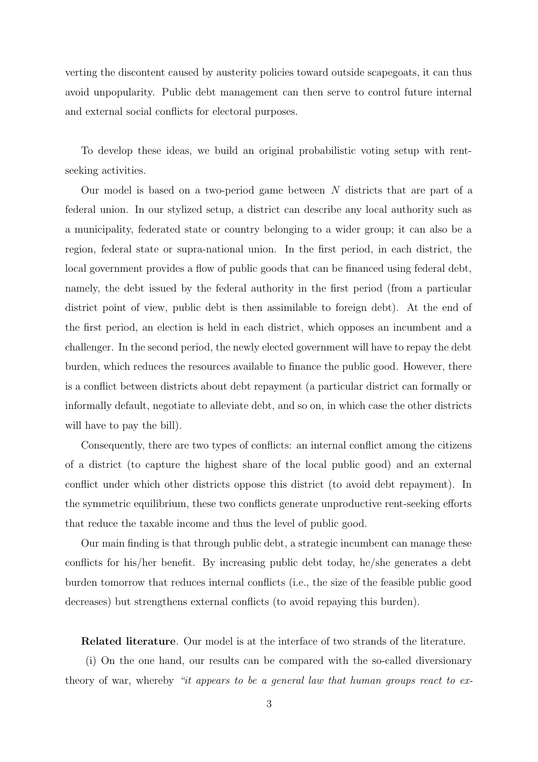verting the discontent caused by austerity policies toward outside scapegoats, it can thus avoid unpopularity. Public debt management can then serve to control future internal and external social conflicts for electoral purposes.

To develop these ideas, we build an original probabilistic voting setup with rent-seeking activities.

Our model is based on a two-period game between $N$ districts that are part of a federal union. In our stylized setup, a district can describe any local authority such as a municipality, federated state or country belonging to a wider group; it can also be a region, federal state or supra-national union. In the first period, in each district, the local government provides a flow of public goods that can be financed using federal debt, namely, the debt issued by the federal authority in the first period (from a particular district point of view, public debt is then assimilable to foreign debt). At the end of the first period, an election is held in each district, which opposes an incumbent and a challenger. In the second period, the newly elected government will have to repay the debt burden, which reduces the resources available to finance the public good. However, there is a conflict between districts about debt repayment (a particular district can formally or informally default, negotiate to alleviate debt, and so on, in which case the other districts will have to pay the bill).

Consequently, there are two types of conflicts: an internal conflict among the citizens of a district (to capture the highest share of the local public good) and an external conflict under which other districts oppose this district (to avoid debt repayment). In the symmetric equilibrium, these two conflicts generate unproductive rent-seeking efforts that reduce the taxable income and thus the level of public good.

Our main finding is that through public debt, a strategic incumbent can manage these conflicts for his/her benefit. By increasing public debt today, he/she generates a debt burden tomorrow that reduces internal conflicts (i.e., the size of the feasible public good decreases) but strengthens external conflicts (to avoid repaying this burden).

**Related literature**. Our model is at the interface of two strands of the literature.

(i) On the one hand, our results can be compared with the so-called diversionary theory of war, whereby *"it appears to be a general law that human groups react to ex-*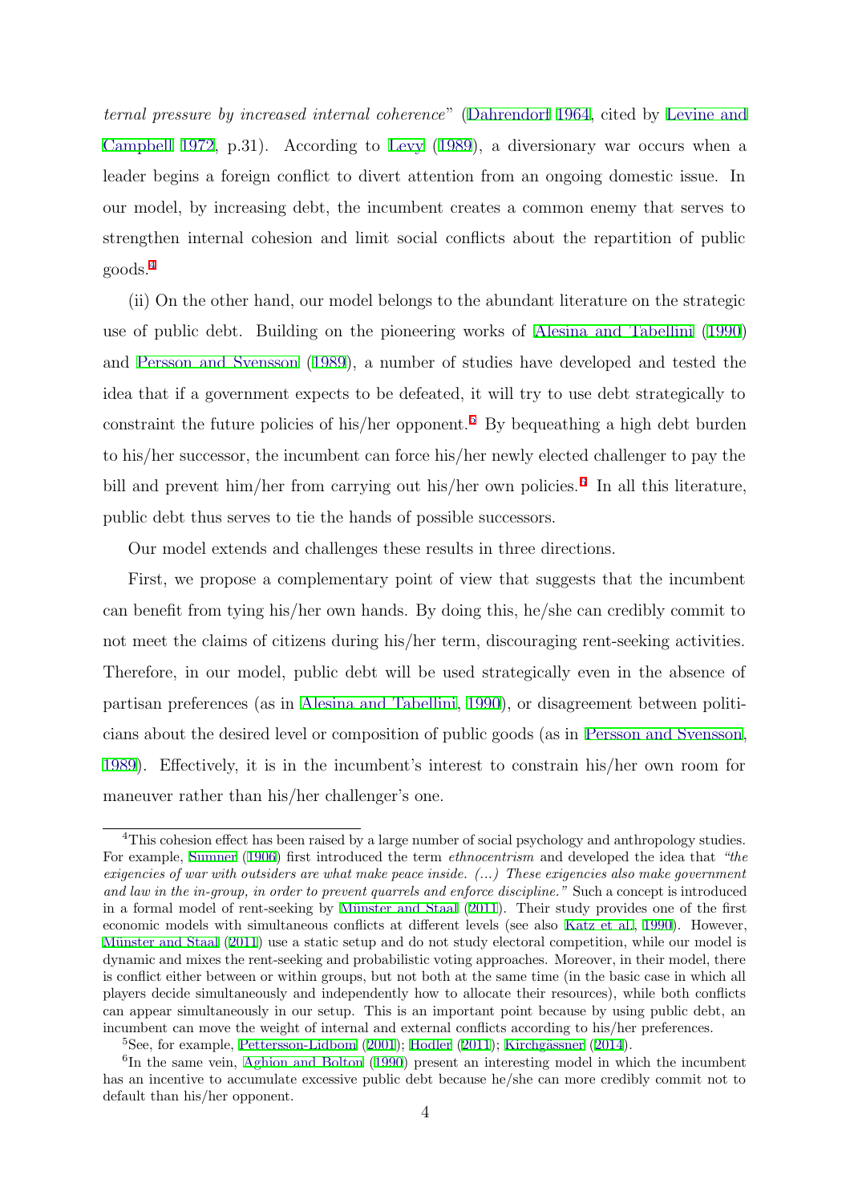*ternal pressure by increased internal coherence*" (Dahrendorf 1964, cited by Levine and Campbell 1972, p.31). According to Levy (1989), a diversionary war occurs when a leader begins a foreign conflict to divert attention from an ongoing domestic issue. In our model, by increasing debt, the incumbent creates a common enemy that serves to strengthen internal cohesion and limit social conflicts about the repartition of public goods.[4]

(ii) On the other hand, our model belongs to the abundant literature on the strategic use of public debt. Building on the pioneering works of Alesina and Tabellini (1990) and Persson and Svensson (1989), a number of studies have developed and tested the idea that if a government expects to be defeated, it will try to use debt strategically to constraint the future policies of his/her opponent.[5] By bequeathing a high debt burden to his/her successor, the incumbent can force his/her newly elected challenger to pay the bill and prevent him/her from carrying out his/her own policies.[6] In all this literature, public debt thus serves to tie the hands of possible successors.

Our model extends and challenges these results in three directions.

First, we propose a complementary point of view that suggests that the incumbent can benefit from tying his/her own hands. By doing this, he/she can credibly commit to not meet the claims of citizens during his/her term, discouraging rent-seeking activities. Therefore, in our model, public debt will be used strategically even in the absence of partisan preferences (as in Alesina and Tabellini, 1990), or disagreement between politicians about the desired level or composition of public goods (as in Persson and Svensson, 1989). Effectively, it is in the incumbent's interest to constrain his/her own room for maneuver rather than his/her challenger's one.

---

[4] This cohesion effect has been raised by a large number of social psychology and anthropology studies. For example, Sumner (1906) first introduced the term *ethnocentrism* and developed the idea that *"the exigencies of war with outsiders are what make peace inside. (...) These exigencies also make government and law in the in-group, in order to prevent quarrels and enforce discipline."* Such a concept is introduced in a formal model of rent-seeking by Münster and Staal (2011). Their study provides one of the first economic models with simultaneous conflicts at different levels (see also Katz et al., 1990). However, Münster and Staal (2011) use a static setup and do not study electoral competition, while our model is dynamic and mixes the rent-seeking and probabilistic voting approaches. Moreover, in their model, there is conflict either between or within groups, but not both at the same time (in the basic case in which all players decide simultaneously and independently how to allocate their resources), while both conflicts can appear simultaneously in our setup. This is an important point because by using public debt, an incumbent can move the weight of internal and external conflicts according to his/her preferences.

[5] See, for example, Pettersson-Lidbom (2001); Hodler (2011); Kirchgässner (2014).

[6] In the same vein, Aghion and Bolton (1990) present an interesting model in which the incumbent has an incentive to accumulate excessive public debt because he/she can more credibly commit not to default than his/her opponent.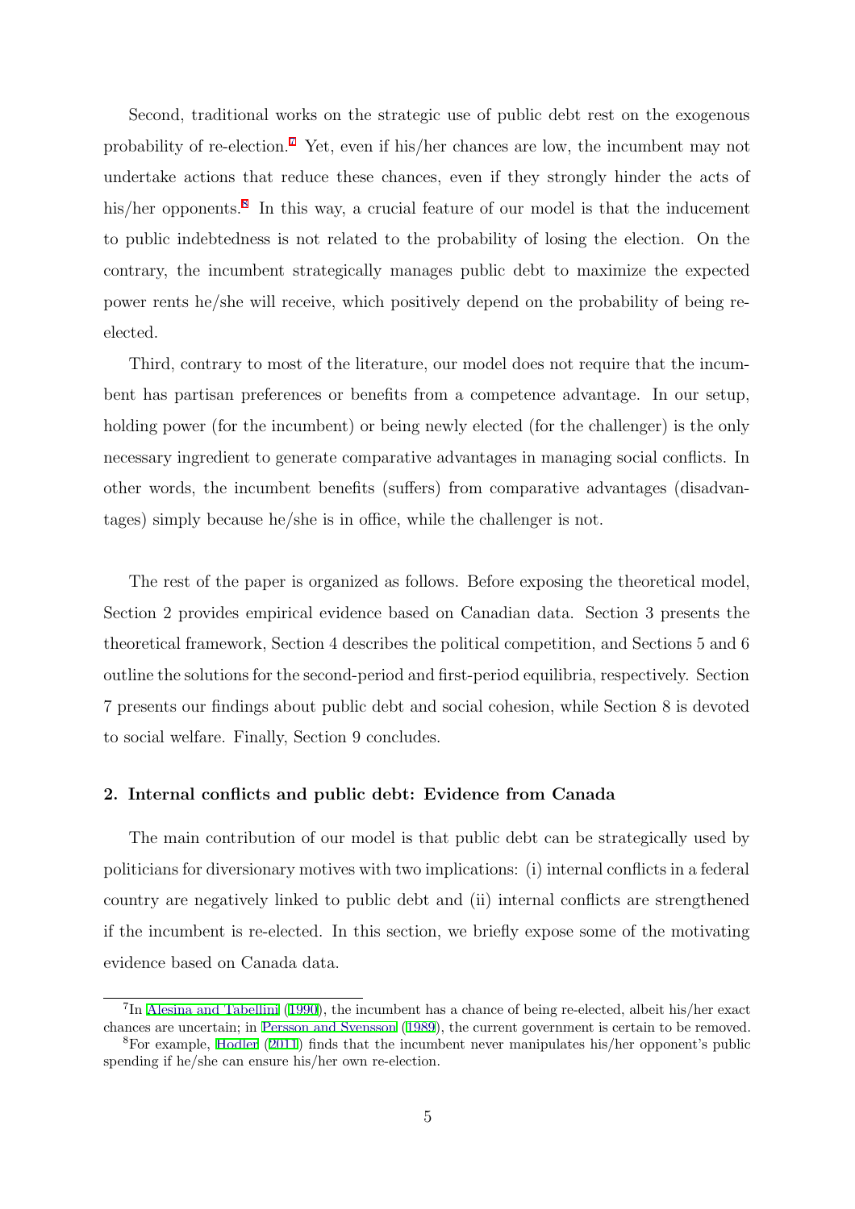Second, traditional works on the strategic use of public debt rest on the exogenous probability of re-election.[7] Yet, even if his/her chances are low, the incumbent may not undertake actions that reduce these chances, even if they strongly hinder the acts of his/her opponents.[8] In this way, a crucial feature of our model is that the inducement to public indebtedness is not related to the probability of losing the election. On the contrary, the incumbent strategically manages public debt to maximize the expected power rents he/she will receive, which positively depend on the probability of being re-elected.

Third, contrary to most of the literature, our model does not require that the incumbent has partisan preferences or benefits from a competence advantage. In our setup, holding power (for the incumbent) or being newly elected (for the challenger) is the only necessary ingredient to generate comparative advantages in managing social conflicts. In other words, the incumbent benefits (suffers) from comparative advantages (disadvantages) simply because he/she is in office, while the challenger is not.

The rest of the paper is organized as follows. Before exposing the theoretical model, Section 2 provides empirical evidence based on Canadian data. Section 3 presents the theoretical framework, Section 4 describes the political competition, and Sections 5 and 6 outline the solutions for the second-period and first-period equilibria, respectively. Section 7 presents our findings about public debt and social cohesion, while Section 8 is devoted to social welfare. Finally, Section 9 concludes.

## 2. Internal conflicts and public debt: Evidence from Canada

The main contribution of our model is that public debt can be strategically used by politicians for diversionary motives with two implications: (i) internal conflicts in a federal country are negatively linked to public debt and (ii) internal conflicts are strengthened if the incumbent is re-elected. In this section, we briefly expose some of the motivating evidence based on Canada data.

[7] In Alesina and Tabellini (1990), the incumbent has a chance of being re-elected, albeit his/her exact chances are uncertain; in Persson and Svensson (1989), the current government is certain to be removed.

[8] For example, Hodler (2011) finds that the incumbent never manipulates his/her opponent's public spending if he/she can ensure his/her own re-election.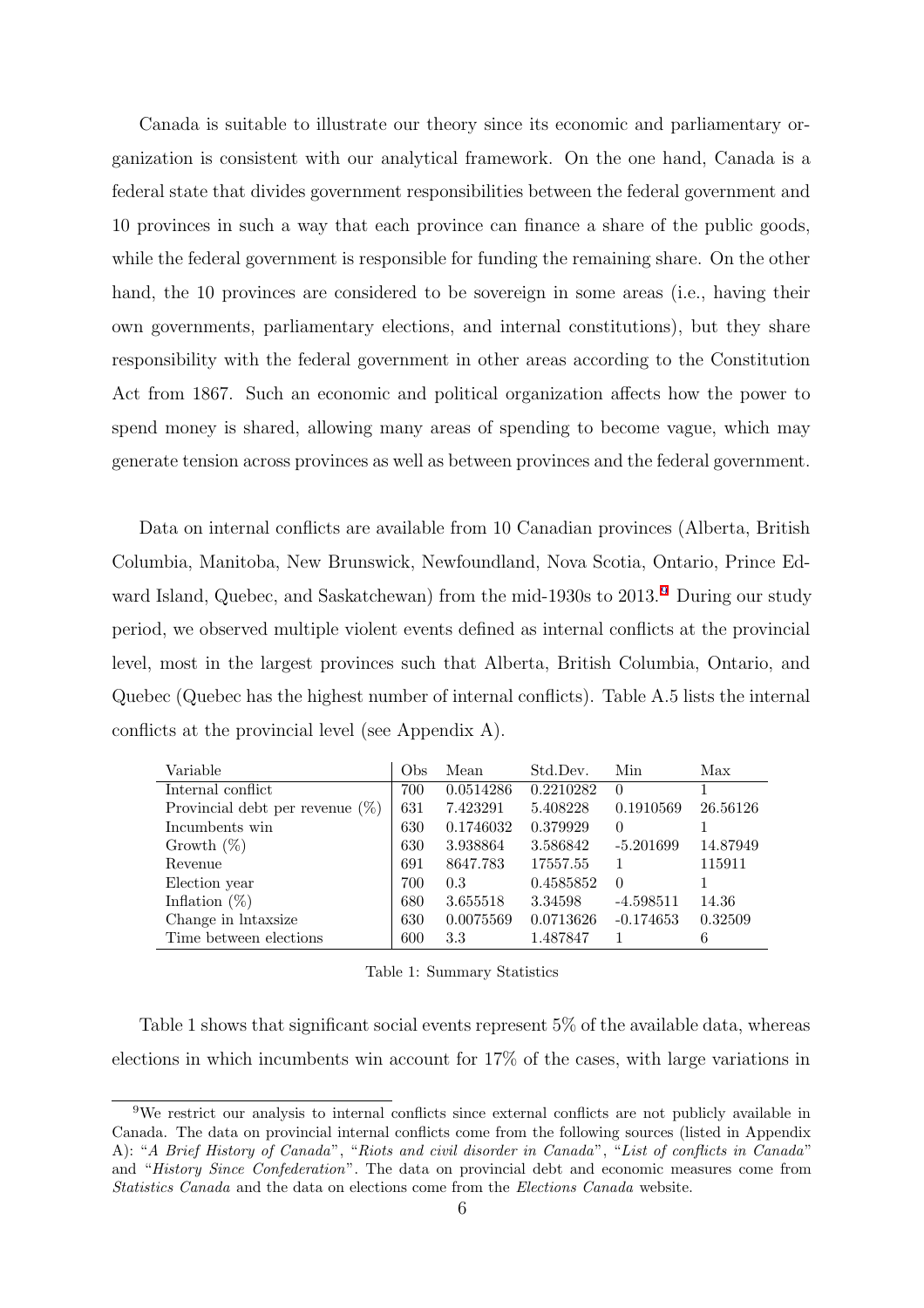Canada is suitable to illustrate our theory since its economic and parliamentary organization is consistent with our analytical framework. On the one hand, Canada is a federal state that divides government responsibilities between the federal government and 10 provinces in such a way that each province can finance a share of the public goods, while the federal government is responsible for funding the remaining share. On the other hand, the 10 provinces are considered to be sovereign in some areas (i.e., having their own governments, parliamentary elections, and internal constitutions), but they share responsibility with the federal government in other areas according to the Constitution Act from 1867. Such an economic and political organization affects how the power to spend money is shared, allowing many areas of spending to become vague, which may generate tension across provinces as well as between provinces and the federal government.

Data on internal conflicts are available from 10 Canadian provinces (Alberta, British Columbia, Manitoba, New Brunswick, Newfoundland, Nova Scotia, Ontario, Prince Edward Island, Quebec, and Saskatchewan) from the mid-1930s to 2013.[9] During our study period, we observed multiple violent events defined as internal conflicts at the provincial level, most in the largest provinces such that Alberta, British Columbia, Ontario, and Quebec (Quebec has the highest number of internal conflicts). Table A.5 lists the internal conflicts at the provincial level (see Appendix A).

| Variable | Obs | Mean | Std.Dev. | Min | Max |
|---|---|---|---|---|---|
| Internal conflict | 700 | 0.0514286 | 0.2210282 | 0 | 1 |
| Provincial debt per revenue (%) | 631 | 7.423291 | 5.408228 | 0.1910569 | 26.56126 |
| Incumbents win | 630 | 0.1746032 | 0.379929 | 0 | 1 |
| Growth (%) | 630 | 3.938864 | 3.586842 | -5.201699 | 14.87949 |
| Revenue | 691 | 8647.783 | 17557.55 | 1 | 115911 |
| Election year | 700 | 0.3 | 0.4585852 | 0 | 1 |
| Inflation (%) | 680 | 3.655518 | 3.34598 | -4.598511 | 14.36 |
| Change in lntaxsize | 630 | 0.0075569 | 0.0713626 | -0.174653 | 0.32509 |
| Time between elections | 600 | 3.3 | 1.487847 | 1 | 6 |

Table 1: Summary Statistics

Table 1 shows that significant social events represent 5% of the available data, whereas elections in which incumbents win account for 17% of the cases, with large variations in

[9] We restrict our analysis to internal conflicts since external conflicts are not publicly available in Canada. The data on provincial internal conflicts come from the following sources (listed in Appendix A): "*A Brief History of Canada*", "*Riots and civil disorder in Canada*", "*List of conflicts in Canada*" and "*History Since Confederation*". The data on provincial debt and economic measures come from *Statistics Canada* and the data on elections come from the *Elections Canada* website.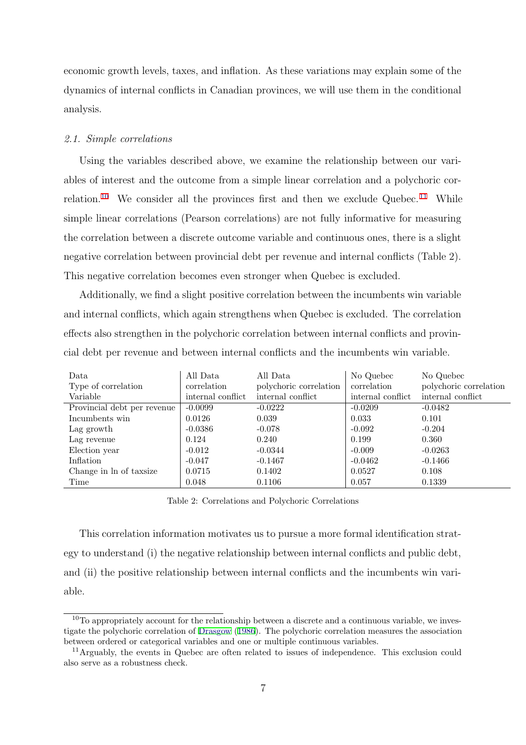economic growth levels, taxes, and inflation. As these variations may explain some of the dynamics of internal conflicts in Canadian provinces, we will use them in the conditional analysis.

### *2.1. Simple correlations*

Using the variables described above, we examine the relationship between our variables of interest and the outcome from a simple linear correlation and a polychoric correlation.[10] We consider all the provinces first and then we exclude Quebec.[11] While simple linear correlations (Pearson correlations) are not fully informative for measuring the correlation between a discrete outcome variable and continuous ones, there is a slight negative correlation between provincial debt per revenue and internal conflicts (Table 2). This negative correlation becomes even stronger when Quebec is excluded.

Additionally, we find a slight positive correlation between the incumbents win variable and internal conflicts, which again strengthens when Quebec is excluded. The correlation effects also strengthen in the polychoric correlation between internal conflicts and provincial debt per revenue and between internal conflicts and the incumbents win variable.

| Data | All Data | All Data | No Quebec | No Quebec |
|---|---|---|---|---|
| Type of correlation | correlation | polychoric correlation | correlation | polychoric correlation |
| Variable | internal conflict | internal conflict | internal conflict | internal conflict |
| Provincial debt per revenue | -0.0099 | -0.0222 | -0.0209 | -0.0482 |
| Incumbents win | 0.0126 | 0.039 | 0.033 | 0.101 |
| Lag growth | -0.0386 | -0.078 | -0.092 | -0.204 |
| Lag revenue | 0.124 | 0.240 | 0.199 | 0.360 |
| Election year | -0.012 | -0.0344 | -0.009 | -0.0263 |
| Inflation | -0.047 | -0.1467 | -0.0462 | -0.1466 |
| Change in ln of taxsize | 0.0715 | 0.1402 | 0.0527 | 0.108 |
| Time | 0.048 | 0.1106 | 0.057 | 0.1339 |

Table 2: Correlations and Polychoric Correlations

This correlation information motivates us to pursue a more formal identification strategy to understand (i) the negative relationship between internal conflicts and public debt, and (ii) the positive relationship between internal conflicts and the incumbents win variable.

[10]To appropriately account for the relationship between a discrete and a continuous variable, we investigate the polychoric correlation of Drasgow (1986). The polychoric correlation measures the association between ordered or categorical variables and one or multiple continuous variables.

[11]Arguably, the events in Quebec are often related to issues of independence. This exclusion could also serve as a robustness check.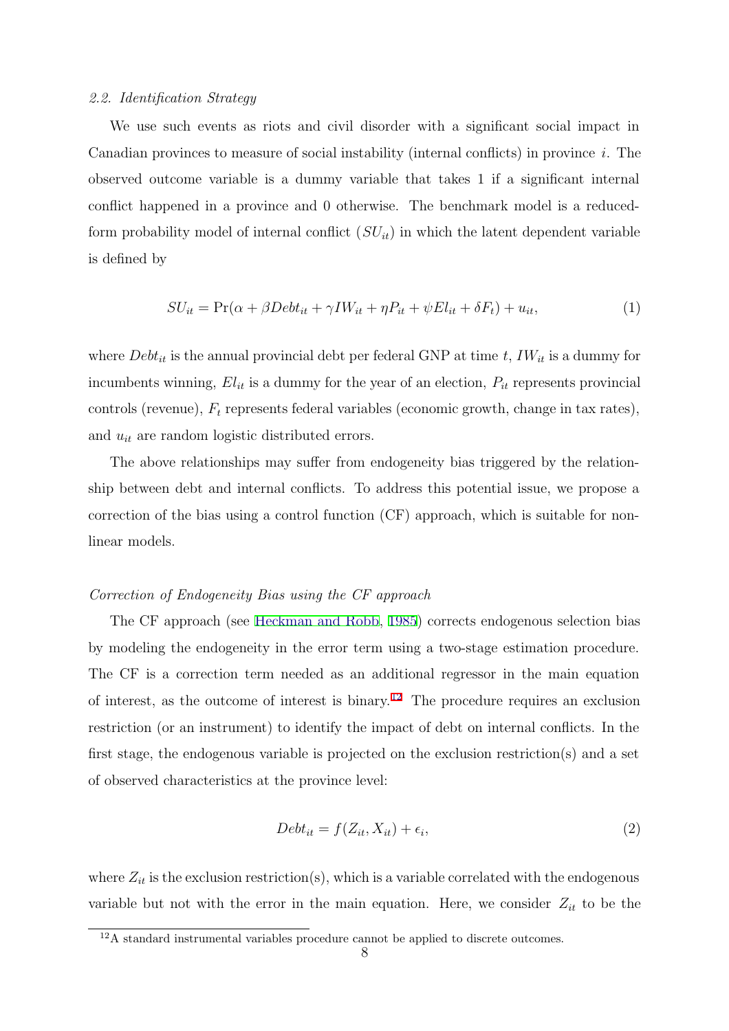### 2.2. Identification Strategy

We use such events as riots and civil disorder with a significant social impact in Canadian provinces to measure of social instability (internal conflicts) in province $i$. The observed outcome variable is a dummy variable that takes 1 if a significant internal conflict happened in a province and 0 otherwise. The benchmark model is a reduced-form probability model of internal conflict ($SU_{it}$) in which the latent dependent variable is defined by

$$SU_{it} = \Pr(\alpha + \beta Debt_{it} + \gamma IW_{it} + \eta P_{it} + \psi El_{it} + \delta F_t) + u_{it}, \tag{1}$$

where $Debt_{it}$ is the annual provincial debt per federal GNP at time $t$, $IW_{it}$ is a dummy for incumbents winning, $El_{it}$ is a dummy for the year of an election, $P_{it}$ represents provincial controls (revenue), $F_t$ represents federal variables (economic growth, change in tax rates), and $u_{it}$ are random logistic distributed errors.

The above relationships may suffer from endogeneity bias triggered by the relationship between debt and internal conflicts. To address this potential issue, we propose a correction of the bias using a control function (CF) approach, which is suitable for non-linear models.

#### Correction of Endogeneity Bias using the CF approach

The CF approach (see Heckman and Robb, 1985) corrects endogenous selection bias by modeling the endogeneity in the error term using a two-stage estimation procedure. The CF is a correction term needed as an additional regressor in the main equation of interest, as the outcome of interest is binary.[12] The procedure requires an exclusion restriction (or an instrument) to identify the impact of debt on internal conflicts. In the first stage, the endogenous variable is projected on the exclusion restriction(s) and a set of observed characteristics at the province level:

$$Debt_{it} = f(Z_{it}, X_{it}) + \epsilon_i, \tag{2}$$

where $Z_{it}$ is the exclusion restriction(s), which is a variable correlated with the endogenous variable but not with the error in the main equation. Here, we consider $Z_{it}$ to be the

[12] A standard instrumental variables procedure cannot be applied to discrete outcomes.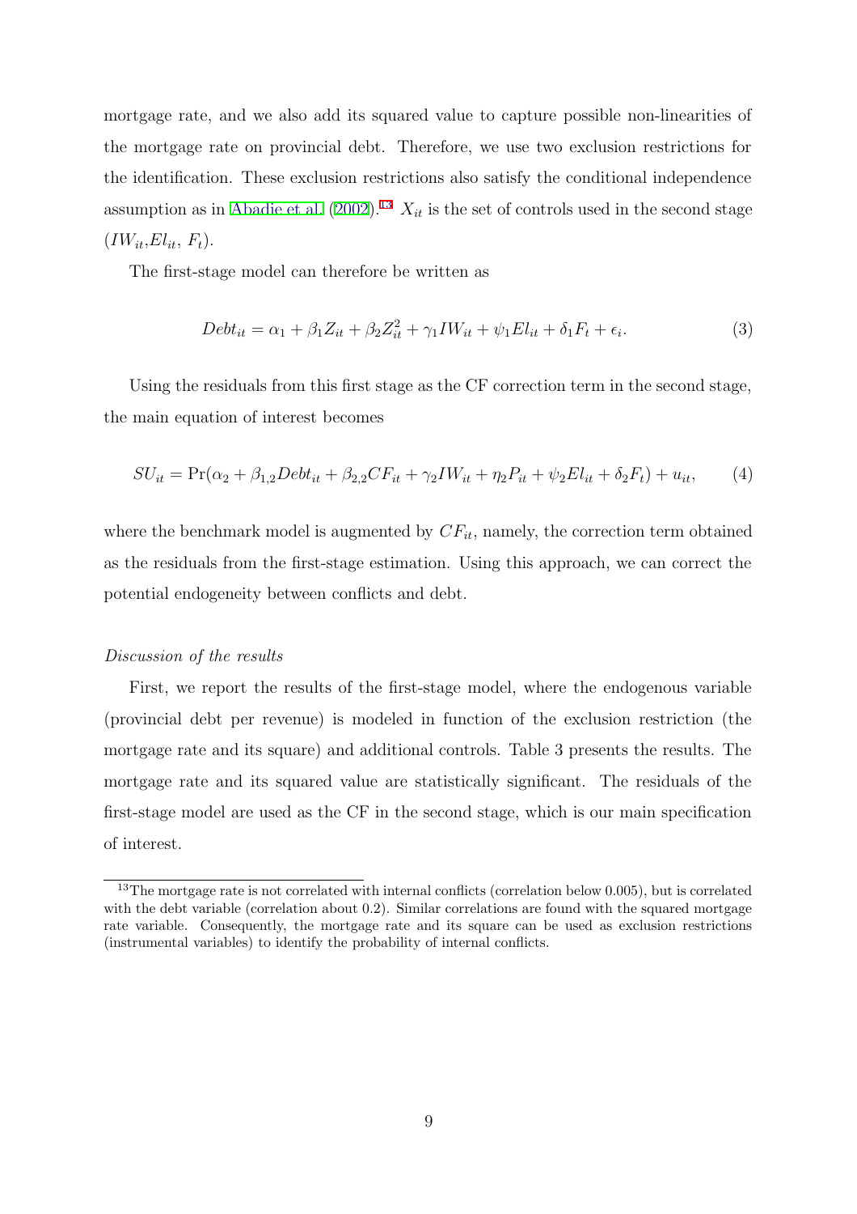mortgage rate, and we also add its squared value to capture possible non-linearities of the mortgage rate on provincial debt. Therefore, we use two exclusion restrictions for the identification. These exclusion restrictions also satisfy the conditional independence assumption as in Abadie et al. (2002).[13] $X_{it}$ is the set of controls used in the second stage ($IW_{it}$,$El_{it}$, $F_t$).

The first-stage model can therefore be written as

$$Debt_{it} = \alpha_1 + \beta_1 Z_{it} + \beta_2 Z_{it}^2 + \gamma_1 IW_{it} + \psi_1 El_{it} + \delta_1 F_t + \epsilon_i. \tag{3}$$

Using the residuals from this first stage as the CF correction term in the second stage, the main equation of interest becomes

$$SU_{it} = \Pr(\alpha_2 + \beta_{1,2} Debt_{it} + \beta_{2,2} CF_{it} + \gamma_2 IW_{it} + \eta_2 P_{it} + \psi_2 El_{it} + \delta_2 F_t) + u_{it}, \tag{4}$$

where the benchmark model is augmented by $CF_{it}$, namely, the correction term obtained as the residuals from the first-stage estimation. Using this approach, we can correct the potential endogeneity between conflicts and debt.

*Discussion of the results*

First, we report the results of the first-stage model, where the endogenous variable (provincial debt per revenue) is modeled in function of the exclusion restriction (the mortgage rate and its square) and additional controls. Table 3 presents the results. The mortgage rate and its squared value are statistically significant. The residuals of the first-stage model are used as the CF in the second stage, which is our main specification of interest.

[13] The mortgage rate is not correlated with internal conflicts (correlation below 0.005), but is correlated with the debt variable (correlation about 0.2). Similar correlations are found with the squared mortgage rate variable. Consequently, the mortgage rate and its square can be used as exclusion restrictions (instrumental variables) to identify the probability of internal conflicts.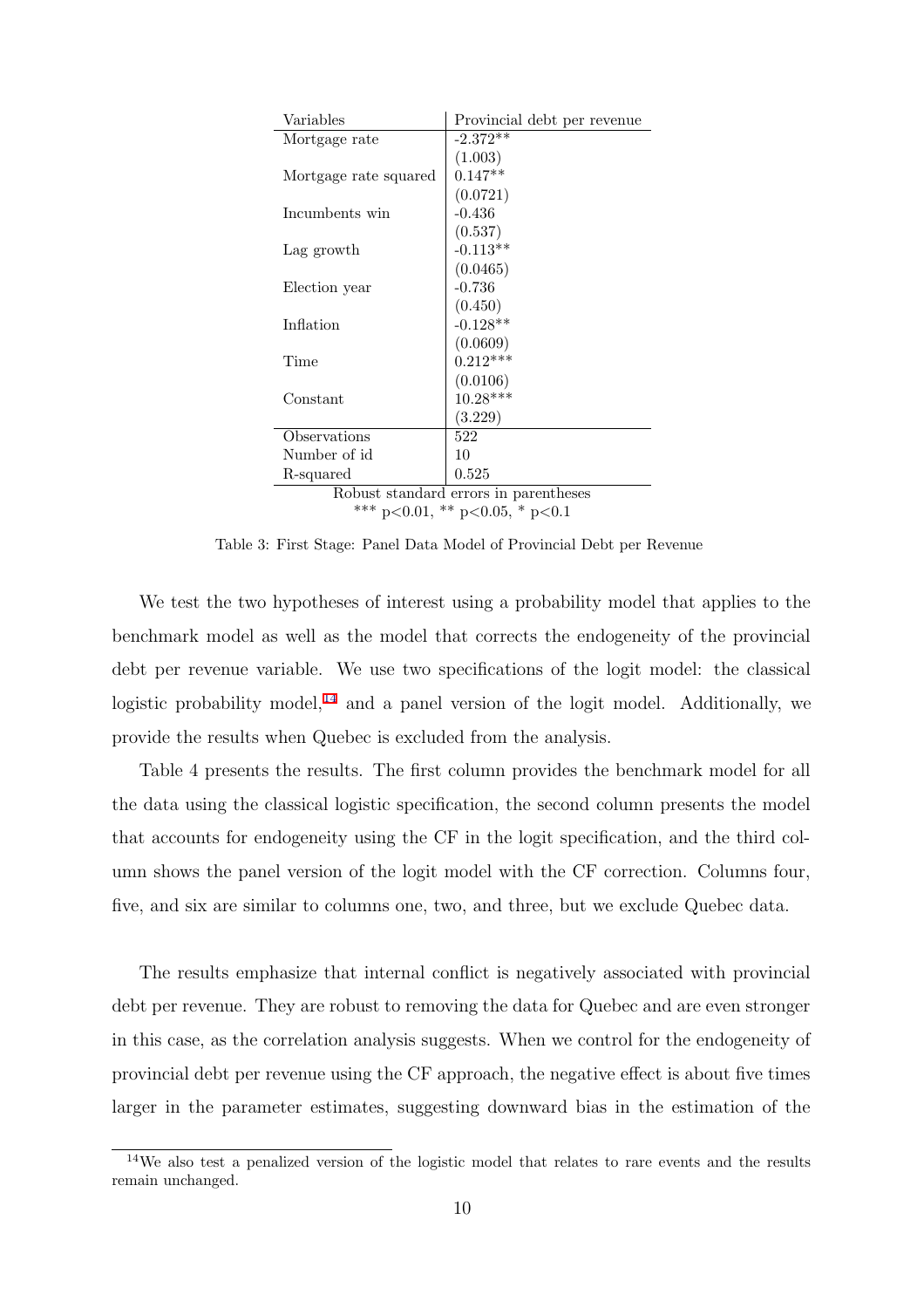| Variables | Provincial debt per revenue |
|---|---|
| Mortgage rate | -2.372** |
| | (1.003) |
| Mortgage rate squared | 0.147** |
| | (0.0721) |
| Incumbents win | -0.436 |
| | (0.537) |
| Lag growth | -0.113** |
| | (0.0465) |
| Election year | -0.736 |
| | (0.450) |
| Inflation | -0.128** |
| | (0.0609) |
| Time | 0.212*** |
| | (0.0106) |
| Constant | 10.28*** |
| | (3.229) |
| Observations | 522 |
| Number of id | 10 |
| R-squared | 0.525 |

Robust standard errors in parentheses
*** p<0.01, ** p<0.05, * p<0.1

Table 3: First Stage: Panel Data Model of Provincial Debt per Revenue

We test the two hypotheses of interest using a probability model that applies to the benchmark model as well as the model that corrects the endogeneity of the provincial debt per revenue variable. We use two specifications of the logit model: the classical logistic probability model,[14] and a panel version of the logit model. Additionally, we provide the results when Quebec is excluded from the analysis.

Table 4 presents the results. The first column provides the benchmark model for all the data using the classical logistic specification, the second column presents the model that accounts for endogeneity using the CF in the logit specification, and the third column shows the panel version of the logit model with the CF correction. Columns four, five, and six are similar to columns one, two, and three, but we exclude Quebec data.

The results emphasize that internal conflict is negatively associated with provincial debt per revenue. They are robust to removing the data for Quebec and are even stronger in this case, as the correlation analysis suggests. When we control for the endogeneity of provincial debt per revenue using the CF approach, the negative effect is about five times larger in the parameter estimates, suggesting downward bias in the estimation of the

[14] We also test a penalized version of the logistic model that relates to rare events and the results remain unchanged.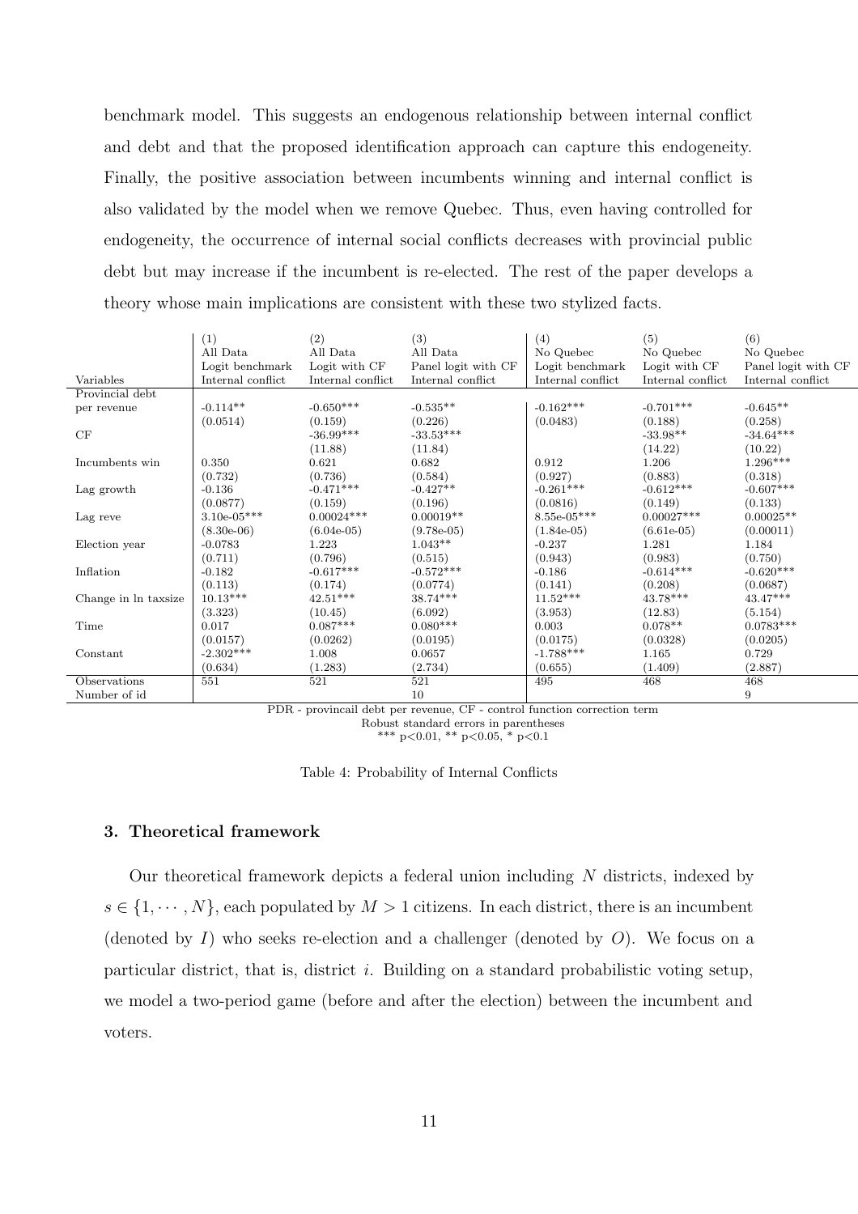benchmark model. This suggests an endogenous relationship between internal conflict and debt and that the proposed identification approach can capture this endogeneity. Finally, the positive association between incumbents winning and internal conflict is also validated by the model when we remove Quebec. Thus, even having controlled for endogeneity, the occurrence of internal social conflicts decreases with provincial public debt but may increase if the incumbent is re-elected. The rest of the paper develops a theory whose main implications are consistent with these two stylized facts.

| | (1) | (2) | (3) | (4) | (5) | (6) |
|---|---|---|---|---|---|---|
| | All Data | All Data | All Data | No Quebec | No Quebec | No Quebec |
| | Logit benchmark | Logit with CF | Panel logit with CF | Logit benchmark | Logit with CF | Panel logit with CF |
| Variables | Internal conflict | Internal conflict | Internal conflict | Internal conflict | Internal conflict | Internal conflict |
| Provincial debt per revenue | -0.114** | -0.650*** | -0.535** | -0.162*** | -0.701*** | -0.645** |
| | (0.0514) | (0.159) | (0.226) | (0.0483) | (0.188) | (0.258) |
| CF | | -36.99*** | -33.53*** | | -33.98** | -34.64*** |
| | | (11.88) | (11.84) | | (14.22) | (10.22) |
| Incumbents win | 0.350 | 0.621 | 0.682 | 0.912 | 1.206 | 1.296*** |
| | (0.732) | (0.736) | (0.584) | (0.927) | (0.883) | (0.318) |
| Lag growth | -0.136 | -0.471*** | -0.427** | -0.261*** | -0.612*** | -0.607*** |
| | (0.0877) | (0.159) | (0.196) | (0.0816) | (0.149) | (0.133) |
| Lag reve | 3.10e-05*** | 0.00024*** | 0.00019** | 8.55e-05*** | 0.00027*** | 0.00025** |
| | (8.30e-06) | (6.04e-05) | (9.78e-05) | (1.84e-05) | (6.61e-05) | (0.00011) |
| Election year | -0.0783 | 1.223 | 1.043** | -0.237 | 1.281 | 1.184 |
| | (0.711) | (0.796) | (0.515) | (0.943) | (0.983) | (0.750) |
| Inflation | -0.182 | -0.617*** | -0.572*** | -0.186 | -0.614*** | -0.620*** |
| | (0.113) | (0.174) | (0.0774) | (0.141) | (0.208) | (0.0687) |
| Change in ln taxsize | 10.13*** | 42.51*** | 38.74*** | 11.52*** | 43.78*** | 43.47*** |
| | (3.323) | (10.45) | (6.092) | (3.953) | (12.83) | (5.154) |
| Time | 0.017 | 0.087*** | 0.080*** | 0.003 | 0.078** | 0.0783*** |
| | (0.0157) | (0.0262) | (0.0195) | (0.0175) | (0.0328) | (0.0205) |
| Constant | -2.302*** | 1.008 | 0.0657 | -1.788*** | 1.165 | 0.729 |
| | (0.634) | (1.283) | (2.734) | (0.655) | (1.409) | (2.887) |
| Observations | 551 | 521 | 521 | 495 | 468 | 468 |
| Number of id | | | 10 | | | 9 |

PDR - provincail debt per revenue, CF - control function correction term
Robust standard errors in parentheses
*** p<0.01, ** p<0.05, * p<0.1

Table 4: Probability of Internal Conflicts

### 3. Theoretical framework

Our theoretical framework depicts a federal union including $N$ districts, indexed by $s \in \{1, \cdots, N\}$, each populated by $M > 1$ citizens. In each district, there is an incumbent (denoted by $I$) who seeks re-election and a challenger (denoted by $O$). We focus on a particular district, that is, district $i$. Building on a standard probabilistic voting setup, we model a two-period game (before and after the election) between the incumbent and voters.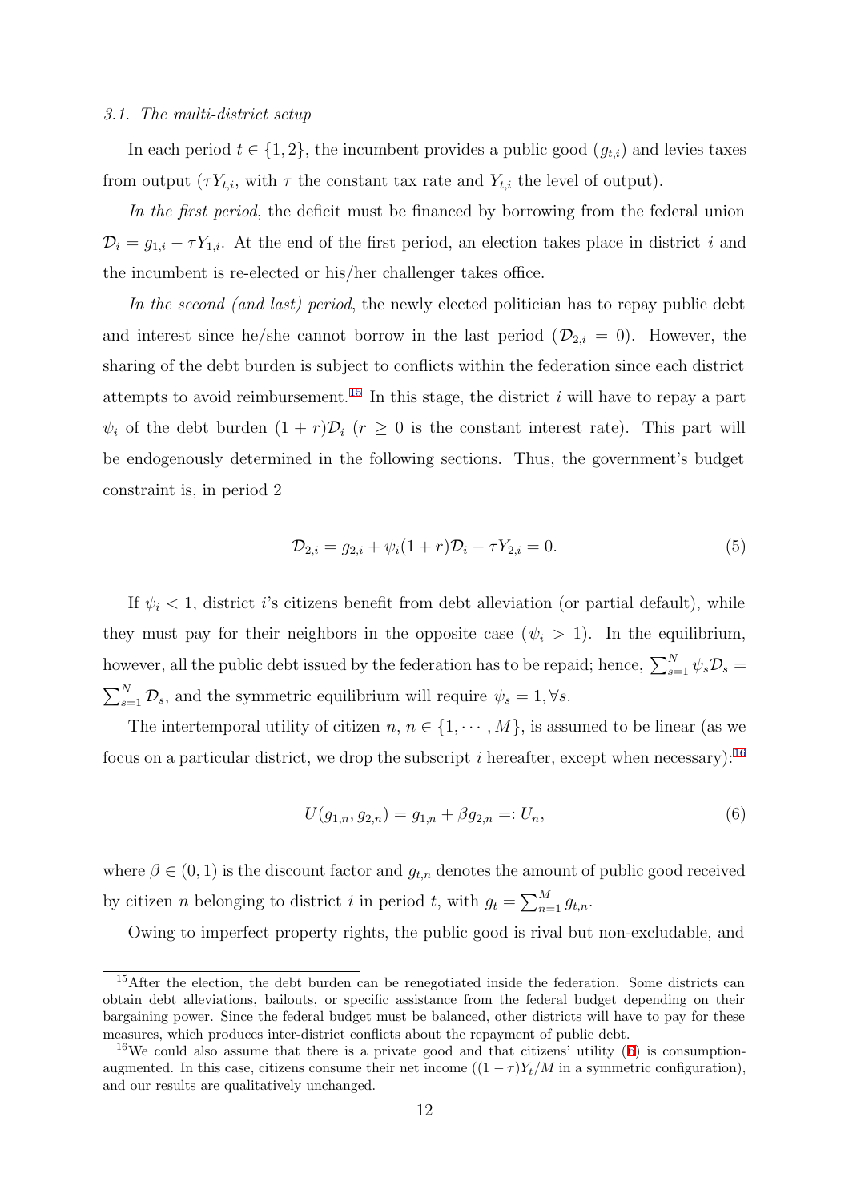### 3.1. The multi-district setup

In each period $t \in \{1, 2\}$, the incumbent provides a public good ($g_{t,i}$) and levies taxes from output ($\tau Y_{t,i}$, with $\tau$ the constant tax rate and $Y_{t,i}$ the level of output).

*In the first period*, the deficit must be financed by borrowing from the federal union $\mathcal{D}_i = g_{1,i} - \tau Y_{1,i}$. At the end of the first period, an election takes place in district $i$ and the incumbent is re-elected or his/her challenger takes office.

*In the second (and last) period*, the newly elected politician has to repay public debt and interest since he/she cannot borrow in the last period ($\mathcal{D}_{2,i} = 0$). However, the sharing of the debt burden is subject to conflicts within the federation since each district attempts to avoid reimbursement.[15] In this stage, the district $i$ will have to repay a part $\psi_i$ of the debt burden $(1 + r)\mathcal{D}_i$ ($r \geq 0$ is the constant interest rate). This part will be endogenously determined in the following sections. Thus, the government's budget constraint is, in period 2

$$\mathcal{D}_{2,i} = g_{2,i} + \psi_i(1 + r)\mathcal{D}_i - \tau Y_{2,i} = 0. \tag{5}$$

If $\psi_i < 1$, district $i$'s citizens benefit from debt alleviation (or partial default), while they must pay for their neighbors in the opposite case ($\psi_i > 1$). In the equilibrium, however, all the public debt issued by the federation has to be repaid; hence, $\sum_{s=1}^{N} \psi_s \mathcal{D}_s = \sum_{s=1}^{N} \mathcal{D}_s$, and the symmetric equilibrium will require $\psi_s = 1, \forall s$.

The intertemporal utility of citizen $n$, $n \in \{1, \cdots, M\}$, is assumed to be linear (as we focus on a particular district, we drop the subscript $i$ hereafter, except when necessary):[16]

$$U(g_{1,n}, g_{2,n}) = g_{1,n} + \beta g_{2,n} =: U_n, \tag{6}$$

where $\beta \in (0, 1)$ is the discount factor and $g_{t,n}$ denotes the amount of public good received by citizen $n$ belonging to district $i$ in period $t$, with $g_t = \sum_{n=1}^{M} g_{t,n}$.

Owing to imperfect property rights, the public good is rival but non-excludable, and

[15] After the election, the debt burden can be renegotiated inside the federation. Some districts can obtain debt alleviations, bailouts, or specific assistance from the federal budget depending on their bargaining power. Since the federal budget must be balanced, other districts will have to pay for these measures, which produces inter-district conflicts about the repayment of public debt.

[16] We could also assume that there is a private good and that citizens' utility (6) is consumption-augmented. In this case, citizens consume their net income ($(1 - \tau)Y_t/M$ in a symmetric configuration), and our results are qualitatively unchanged.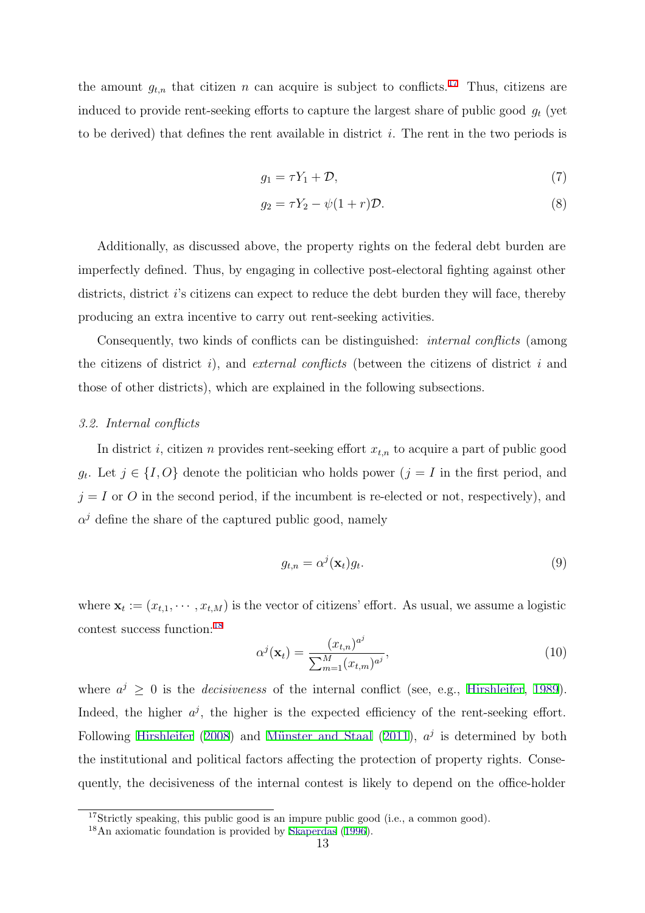the amount $g_{t,n}$ that citizen $n$ can acquire is subject to conflicts.[17] Thus, citizens are induced to provide rent-seeking efforts to capture the largest share of public good $g_t$ (yet to be derived) that defines the rent available in district $i$. The rent in the two periods is

$$g_1 = \tau Y_1 + \mathcal{D}, \tag{7}$$

$$g_2 = \tau Y_2 - \psi(1+r)\mathcal{D}. \tag{8}$$

Additionally, as discussed above, the property rights on the federal debt burden are imperfectly defined. Thus, by engaging in collective post-electoral fighting against other districts, district $i$'s citizens can expect to reduce the debt burden they will face, thereby producing an extra incentive to carry out rent-seeking activities.

Consequently, two kinds of conflicts can be distinguished: *internal conflicts* (among the citizens of district $i$), and *external conflicts* (between the citizens of district $i$ and those of other districts), which are explained in the following subsections.

### *3.2. Internal conflicts*

In district $i$, citizen $n$ provides rent-seeking effort $x_{t,n}$ to acquire a part of public good $g_t$. Let $j \in \{I, O\}$ denote the politician who holds power ($j = I$ in the first period, and $j = I$ or $O$ in the second period, if the incumbent is re-elected or not, respectively), and $\alpha^j$ define the share of the captured public good, namely

$$g_{t,n} = \alpha^j(\mathbf{x}_t)g_t. \tag{9}$$

where $\mathbf{x}_t := (x_{t,1}, \cdots, x_{t,M})$ is the vector of citizens' effort. As usual, we assume a logistic contest success function:[18]

$$\alpha^j(\mathbf{x}_t) = \frac{(x_{t,n})^{a^j}}{\sum_{m=1}^{M}(x_{t,m})^{a^j}}, \tag{10}$$

where $a^j \geq 0$ is the *decisiveness* of the internal conflict (see, e.g., Hirshleifer, 1989). Indeed, the higher $a^j$, the higher is the expected efficiency of the rent-seeking effort. Following Hirshleifer (2008) and Münster and Staal (2011), $a^j$ is determined by both the institutional and political factors affecting the protection of property rights. Consequently, the decisiveness of the internal contest is likely to depend on the office-holder

[17] Strictly speaking, this public good is an impure public good (i.e., a common good).

[18] An axiomatic foundation is provided by Skaperdas (1996).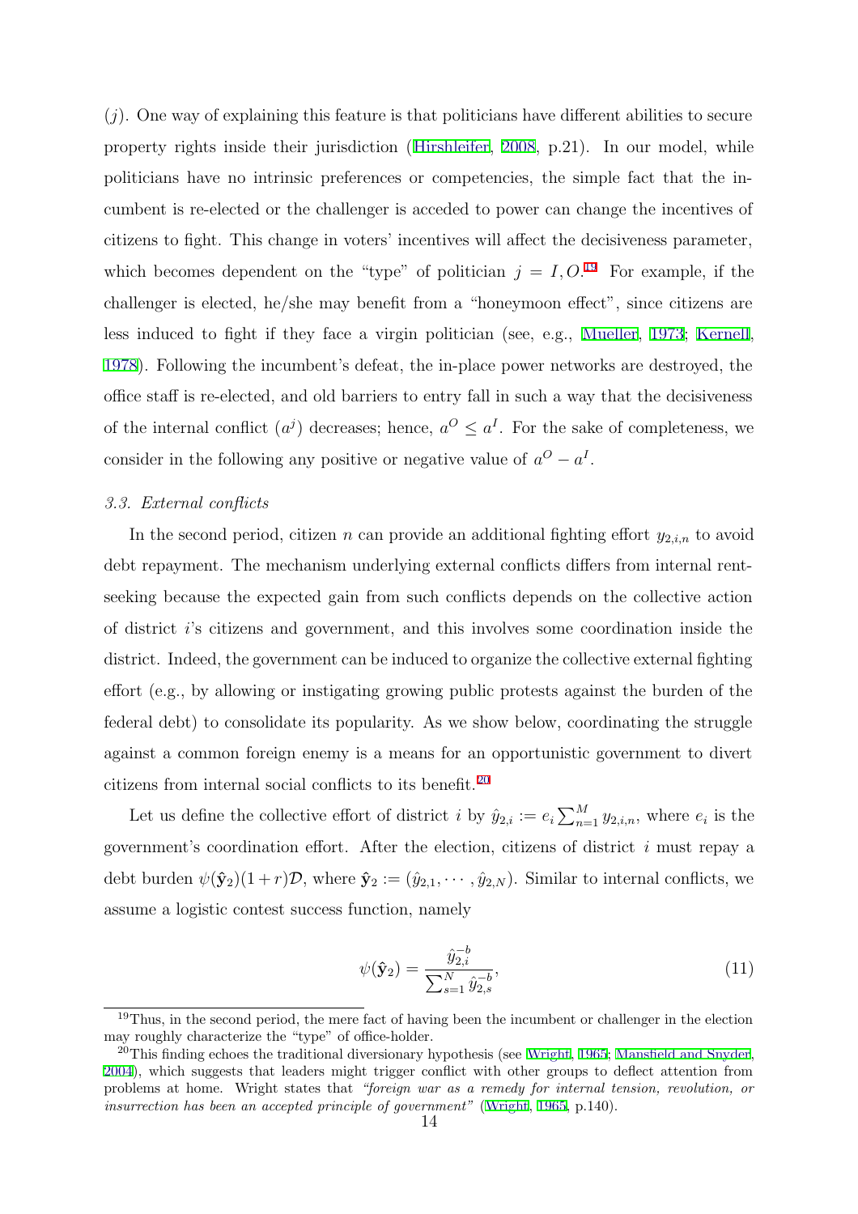$(j)$. One way of explaining this feature is that politicians have different abilities to secure property rights inside their jurisdiction (Hirshleifer, 2008, p.21). In our model, while politicians have no intrinsic preferences or competencies, the simple fact that the incumbent is re-elected or the challenger is acceded to power can change the incentives of citizens to fight. This change in voters' incentives will affect the decisiveness parameter, which becomes dependent on the "type" of politician $j = I, O$.[19] For example, if the challenger is elected, he/she may benefit from a "honeymoon effect", since citizens are less induced to fight if they face a virgin politician (see, e.g., Mueller, 1973; Kernell, 1978). Following the incumbent's defeat, the in-place power networks are destroyed, the office staff is re-elected, and old barriers to entry fall in such a way that the decisiveness of the internal conflict ($a^j$) decreases; hence, $a^O \leq a^I$. For the sake of completeness, we consider in the following any positive or negative value of $a^O - a^I$.

### *3.3. External conflicts*

In the second period, citizen $n$ can provide an additional fighting effort $y_{2,i,n}$ to avoid debt repayment. The mechanism underlying external conflicts differs from internal rent-seeking because the expected gain from such conflicts depends on the collective action of district $i$'s citizens and government, and this involves some coordination inside the district. Indeed, the government can be induced to organize the collective external fighting effort (e.g., by allowing or instigating growing public protests against the burden of the federal debt) to consolidate its popularity. As we show below, coordinating the struggle against a common foreign enemy is a means for an opportunistic government to divert citizens from internal social conflicts to its benefit.[20]

Let us define the collective effort of district $i$ by $\hat{y}_{2,i} := e_i \sum_{n=1}^{M} y_{2,i,n}$, where $e_i$ is the government's coordination effort. After the election, citizens of district $i$ must repay a debt burden $\psi(\hat{\mathbf{y}}_2)(1+r)\mathcal{D}$, where $\hat{\mathbf{y}}_2 := (\hat{y}_{2,1}, \cdots, \hat{y}_{2,N})$. Similar to internal conflicts, we assume a logistic contest success function, namely

$$\psi(\hat{\mathbf{y}}_2) = \frac{\hat{y}_{2,i}^{-b}}{\sum_{s=1}^{N} \hat{y}_{2,s}^{-b}}, \tag{11}$$

[19] Thus, in the second period, the mere fact of having been the incumbent or challenger in the election may roughly characterize the "type" of office-holder.

[20] This finding echoes the traditional diversionary hypothesis (see Wright, 1965; Mansfield and Snyder, 2004), which suggests that leaders might trigger conflict with other groups to deflect attention from problems at home. Wright states that *"foreign war as a remedy for internal tension, revolution, or insurrection has been an accepted principle of government"* (Wright, 1965, p.140).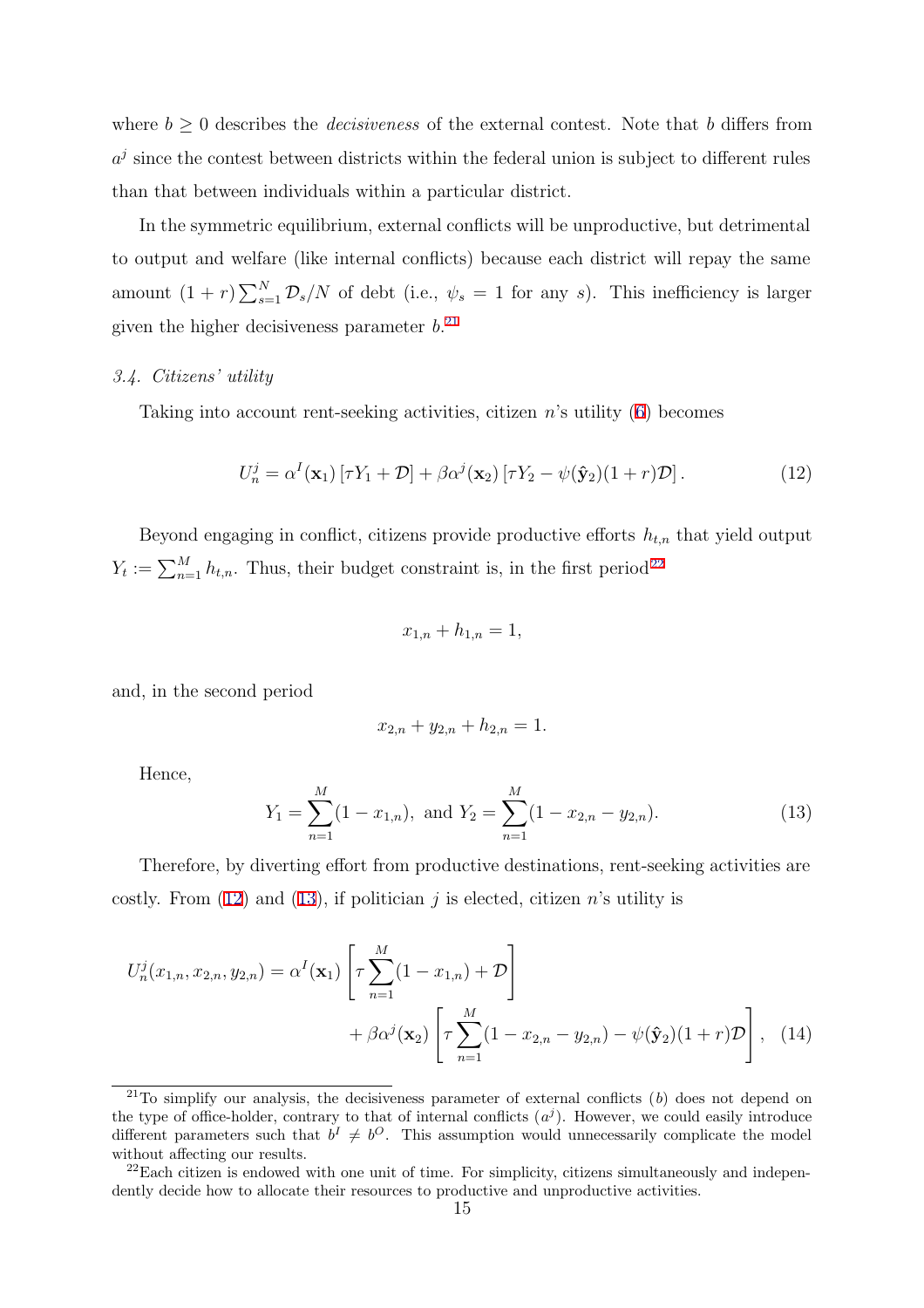where $b \geq 0$ describes the *decisiveness* of the external contest. Note that $b$ differs from $a^j$ since the contest between districts within the federal union is subject to different rules than that between individuals within a particular district.

In the symmetric equilibrium, external conflicts will be unproductive, but detrimental to output and welfare (like internal conflicts) because each district will repay the same amount $(1+r)\sum_{s=1}^{N}\mathcal{D}_s/N$ of debt (i.e., $\psi_s = 1$ for any $s$). This inefficiency is larger given the higher decisiveness parameter $b$.[21]

### 3.4. Citizens' utility

Taking into account rent-seeking activities, citizen $n$'s utility (6) becomes

$$U_n^j = \alpha^I(\mathbf{x}_1)\left[\tau Y_1 + \mathcal{D}\right] + \beta\alpha^j(\mathbf{x}_2)\left[\tau Y_2 - \psi(\hat{\mathbf{y}}_2)(1+r)\mathcal{D}\right]. \tag{12}$$

Beyond engaging in conflict, citizens provide productive efforts $h_{t,n}$ that yield output $Y_t := \sum_{n=1}^{M} h_{t,n}$. Thus, their budget constraint is, in the first period[22]

$$x_{1,n} + h_{1,n} = 1,$$

and, in the second period

$$x_{2,n} + y_{2,n} + h_{2,n} = 1.$$

Hence,

$$Y_1 = \sum_{n=1}^{M}(1 - x_{1,n}), \text{ and } Y_2 = \sum_{n=1}^{M}(1 - x_{2,n} - y_{2,n}). \tag{13}$$

Therefore, by diverting effort from productive destinations, rent-seeking activities are costly. From (12) and (13), if politician $j$ is elected, citizen $n$'s utility is

$$U_n^j(x_{1,n}, x_{2,n}, y_{2,n}) = \alpha^I(\mathbf{x}_1)\left[\tau\sum_{n=1}^{M}(1 - x_{1,n}) + \mathcal{D}\right] + \beta\alpha^j(\mathbf{x}_2)\left[\tau\sum_{n=1}^{M}(1 - x_{2,n} - y_{2,n}) - \psi(\hat{\mathbf{y}}_2)(1+r)\mathcal{D}\right], \tag{14}$$

---

[21] To simplify our analysis, the decisiveness parameter of external conflicts ($b$) does not depend on the type of office-holder, contrary to that of internal conflicts ($a^j$). However, we could easily introduce different parameters such that $b^I \neq b^O$. This assumption would unnecessarily complicate the model without affecting our results.

[22] Each citizen is endowed with one unit of time. For simplicity, citizens simultaneously and independently decide how to allocate their resources to productive and unproductive activities.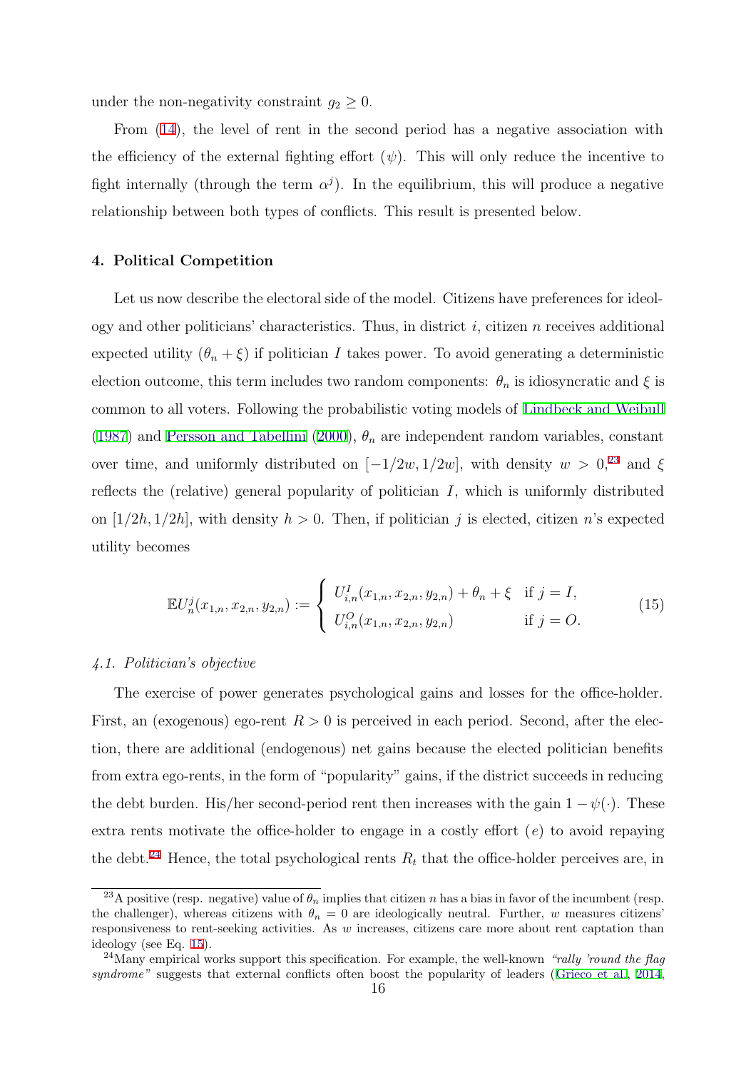under the non-negativity constraint $g_2 \geq 0$.

From (14), the level of rent in the second period has a negative association with the efficiency of the external fighting effort ($\psi$). This will only reduce the incentive to fight internally (through the term $\alpha^j$). In the equilibrium, this will produce a negative relationship between both types of conflicts. This result is presented below.

## 4. Political Competition

Let us now describe the electoral side of the model. Citizens have preferences for ideology and other politicians' characteristics. Thus, in district $i$, citizen $n$ receives additional expected utility $(\theta_n + \xi)$ if politician $I$ takes power. To avoid generating a deterministic election outcome, this term includes two random components: $\theta_n$ is idiosyncratic and $\xi$ is common to all voters. Following the probabilistic voting models of Lindbeck and Weibull (1987) and Persson and Tabellini (2000), $\theta_n$ are independent random variables, constant over time, and uniformly distributed on $[-1/2w, 1/2w]$, with density $w > 0$,[23] and $\xi$ reflects the (relative) general popularity of politician $I$, which is uniformly distributed on $[1/2h, 1/2h]$, with density $h > 0$. Then, if politician $j$ is elected, citizen $n$'s expected utility becomes

$$\mathbb{E}U_n^j(x_{1,n}, x_{2,n}, y_{2,n}) := \begin{cases} U_{i,n}^I(x_{1,n}, x_{2,n}, y_{2,n}) + \theta_n + \xi & \text{if } j = I, \\ U_{i,n}^O(x_{1,n}, x_{2,n}, y_{2,n}) & \text{if } j = O. \end{cases} \tag{15}$$

### *4.1. Politician's objective*

The exercise of power generates psychological gains and losses for the office-holder. First, an (exogenous) ego-rent $R > 0$ is perceived in each period. Second, after the election, there are additional (endogenous) net gains because the elected politician benefits from extra ego-rents, in the form of "popularity" gains, if the district succeeds in reducing the debt burden. His/her second-period rent then increases with the gain $1 - \psi(\cdot)$. These extra rents motivate the office-holder to engage in a costly effort ($e$) to avoid repaying the debt.[24] Hence, the total psychological rents $R_t$ that the office-holder perceives are, in

[23] A positive (resp. negative) value of $\theta_n$ implies that citizen $n$ has a bias in favor of the incumbent (resp. the challenger), whereas citizens with $\theta_n = 0$ are ideologically neutral. Further, $w$ measures citizens' responsiveness to rent-seeking activities. As $w$ increases, citizens care more about rent captation than ideology (see Eq. 15).

[24] Many empirical works support this specification. For example, the well-known *"rally 'round the flag syndrome"* suggests that external conflicts often boost the popularity of leaders (Grieco et al., 2014,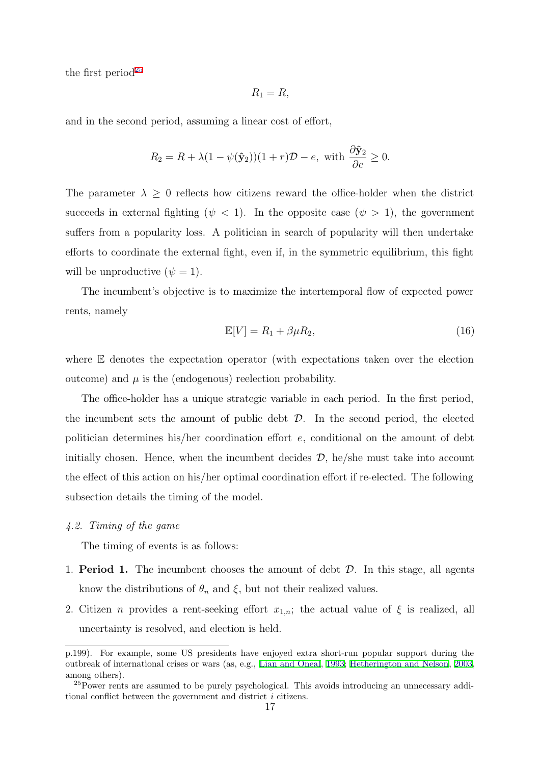the first period[25]

$$R_1 = R,$$

and in the second period, assuming a linear cost of effort,

$$R_2 = R + \lambda(1 - \psi(\hat{\mathbf{y}}_2))(1 + r)\mathcal{D} - e, \text{ with } \frac{\partial \hat{\mathbf{y}}_2}{\partial e} \geq 0.$$

The parameter $\lambda \geq 0$ reflects how citizens reward the office-holder when the district succeeds in external fighting ($\psi < 1$). In the opposite case ($\psi > 1$), the government suffers from a popularity loss. A politician in search of popularity will then undertake efforts to coordinate the external fight, even if, in the symmetric equilibrium, this fight will be unproductive ($\psi = 1$).

The incumbent's objective is to maximize the intertemporal flow of expected power rents, namely

$$\mathbb{E}[V] = R_1 + \beta\mu R_2, \tag{16}$$

where $\mathbb{E}$ denotes the expectation operator (with expectations taken over the election outcome) and $\mu$ is the (endogenous) reelection probability.

The office-holder has a unique strategic variable in each period. In the first period, the incumbent sets the amount of public debt $\mathcal{D}$. In the second period, the elected politician determines his/her coordination effort $e$, conditional on the amount of debt initially chosen. Hence, when the incumbent decides $\mathcal{D}$, he/she must take into account the effect of this action on his/her optimal coordination effort if re-elected. The following subsection details the timing of the model.

### *4.2. Timing of the game*

The timing of events is as follows:

1. **Period 1.** The incumbent chooses the amount of debt $\mathcal{D}$. In this stage, all agents know the distributions of $\theta_n$ and $\xi$, but not their realized values.
2. Citizen $n$ provides a rent-seeking effort $x_{1,n}$; the actual value of $\xi$ is realized, all uncertainty is resolved, and election is held.

p.199). For example, some US presidents have enjoyed extra short-run popular support during the outbreak of international crises or wars (as, e.g., Lian and Oneal, 1993; Hetherington and Nelson, 2003, among others).

[25]Power rents are assumed to be purely psychological. This avoids introducing an unnecessary additional conflict between the government and district $i$ citizens.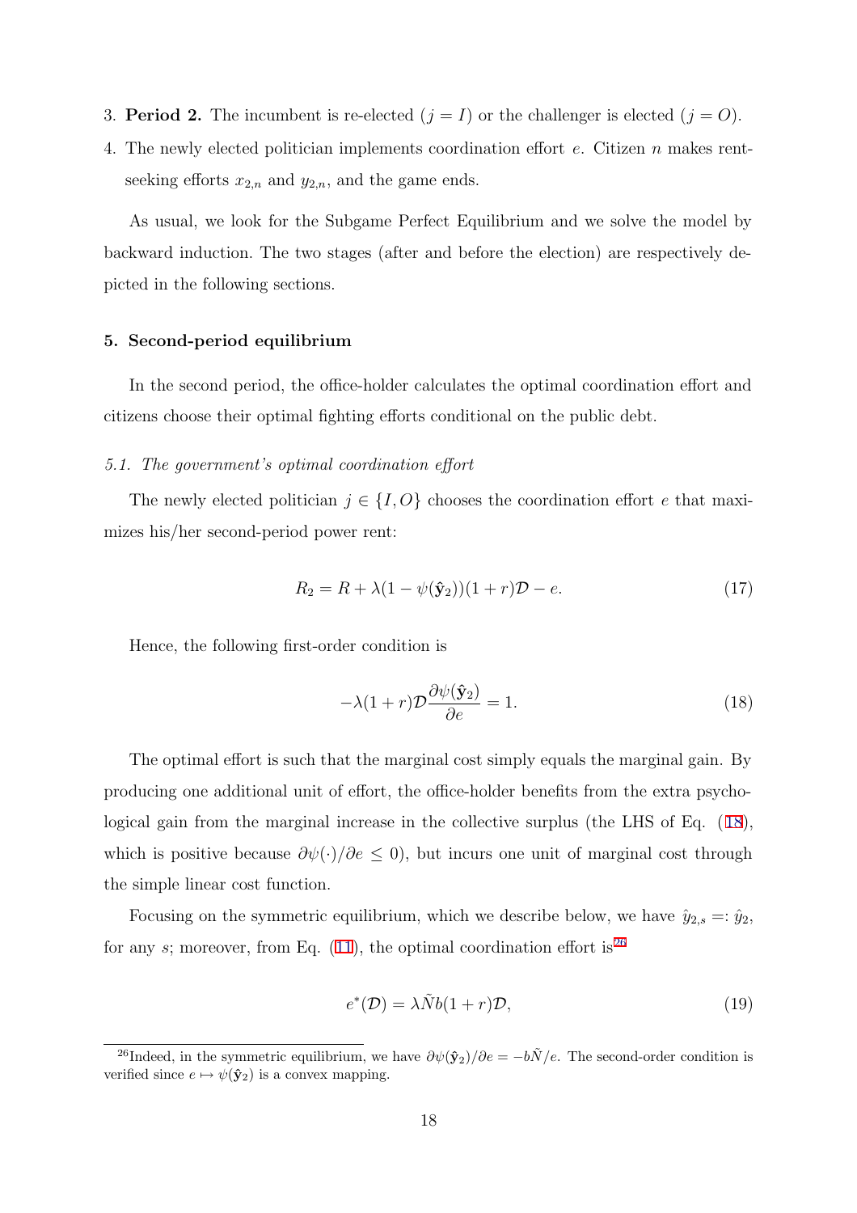3. **Period 2.** The incumbent is re-elected ($j = I$) or the challenger is elected ($j = O$).
4. The newly elected politician implements coordination effort $e$. Citizen $n$ makes rent-seeking efforts $x_{2,n}$ and $y_{2,n}$, and the game ends.

As usual, we look for the Subgame Perfect Equilibrium and we solve the model by backward induction. The two stages (after and before the election) are respectively depicted in the following sections.

## 5. Second-period equilibrium

In the second period, the office-holder calculates the optimal coordination effort and citizens choose their optimal fighting efforts conditional on the public debt.

### *5.1. The government's optimal coordination effort*

The newly elected politician $j \in \{I, O\}$ chooses the coordination effort $e$ that maximizes his/her second-period power rent:

$$R_2 = R + \lambda(1 - \psi(\hat{\mathbf{y}}_2))(1 + r)\mathcal{D} - e. \tag{17}$$

Hence, the following first-order condition is

$$-\lambda(1 + r)\mathcal{D}\frac{\partial \psi(\hat{\mathbf{y}}_2)}{\partial e} = 1. \tag{18}$$

The optimal effort is such that the marginal cost simply equals the marginal gain. By producing one additional unit of effort, the office-holder benefits from the extra psychological gain from the marginal increase in the collective surplus (the LHS of Eq. (18), which is positive because $\partial \psi(\cdot)/\partial e \leq 0$), but incurs one unit of marginal cost through the simple linear cost function.

Focusing on the symmetric equilibrium, which we describe below, we have $\hat{y}_{2,s} =: \hat{y}_2$, for any $s$; moreover, from Eq. (11), the optimal coordination effort is[26]

$$e^*(\mathcal{D}) = \lambda \tilde{N} b(1 + r)\mathcal{D}, \tag{19}$$

[26] Indeed, in the symmetric equilibrium, we have $\partial \psi(\hat{\mathbf{y}}_2)/\partial e = -b\tilde{N}/e$. The second-order condition is verified since $e \mapsto \psi(\hat{\mathbf{y}}_2)$ is a convex mapping.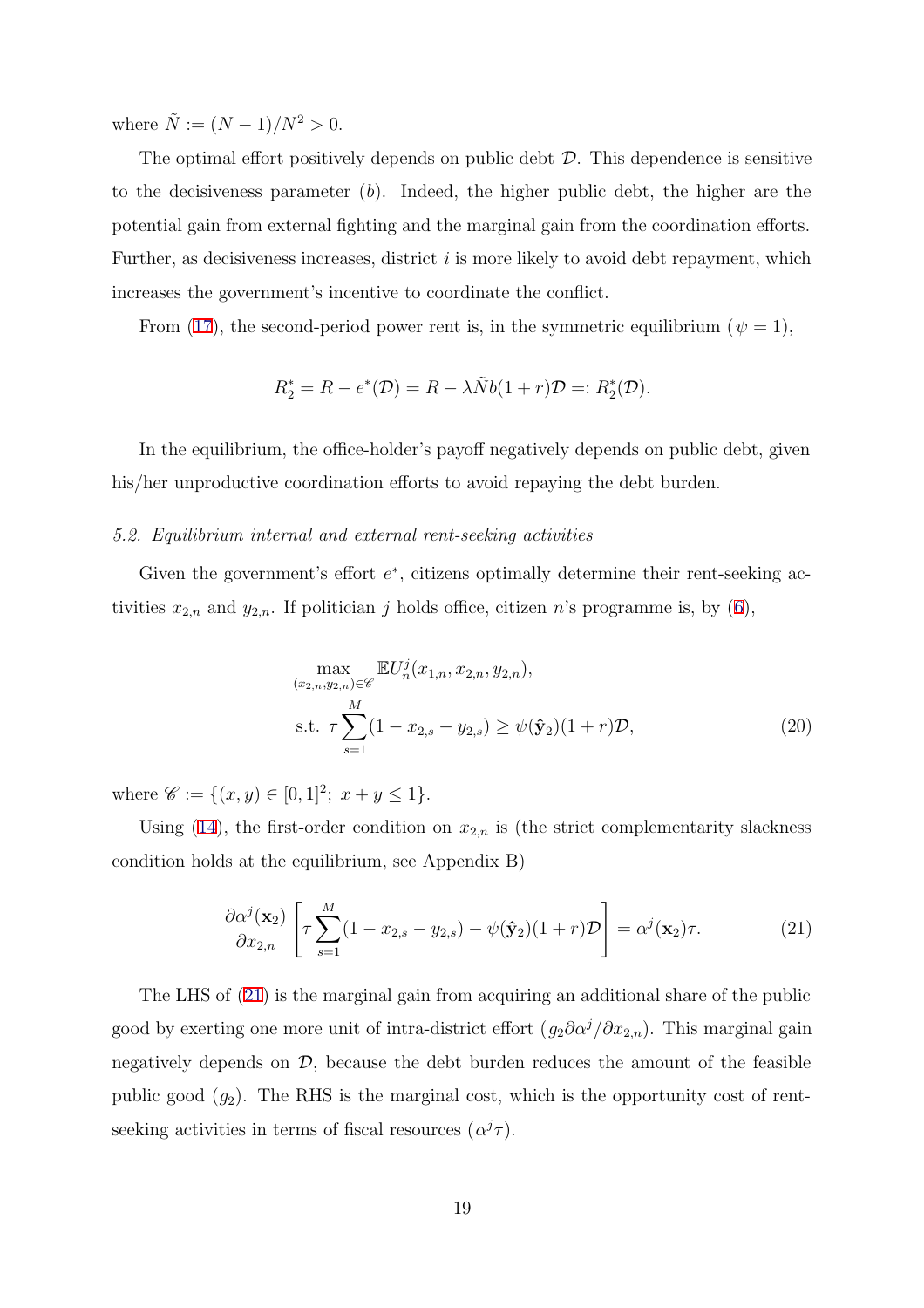where $\tilde{N} := (N-1)/N^2 > 0$.

The optimal effort positively depends on public debt $\mathcal{D}$. This dependence is sensitive to the decisiveness parameter ($b$). Indeed, the higher public debt, the higher are the potential gain from external fighting and the marginal gain from the coordination efforts. Further, as decisiveness increases, district $i$ is more likely to avoid debt repayment, which increases the government's incentive to coordinate the conflict.

From (17), the second-period power rent is, in the symmetric equilibrium ($\psi = 1$),

$$R_2^* = R - e^*(\mathcal{D}) = R - \lambda \tilde{N} b(1+r)\mathcal{D} =: R_2^*(\mathcal{D}).$$

In the equilibrium, the office-holder's payoff negatively depends on public debt, given his/her unproductive coordination efforts to avoid repaying the debt burden.

### 5.2. Equilibrium internal and external rent-seeking activities

Given the government's effort $e^*$, citizens optimally determine their rent-seeking activities $x_{2,n}$ and $y_{2,n}$. If politician $j$ holds office, citizen $n$'s programme is, by (6),

$$\max_{(x_{2,n},y_{2,n})\in\mathscr{C}} \mathbb{E}U_n^j(x_{1,n}, x_{2,n}, y_{2,n}),$$
$$\text{s.t. } \tau \sum_{s=1}^{M}(1 - x_{2,s} - y_{2,s}) \geq \psi(\hat{\mathbf{y}}_2)(1+r)\mathcal{D}, \tag{20}$$

where $\mathscr{C} := \{(x,y) \in [0,1]^2;\ x + y \leq 1\}$.

Using (14), the first-order condition on $x_{2,n}$ is (the strict complementarity slackness condition holds at the equilibrium, see Appendix B)

$$\frac{\partial \alpha^j(\mathbf{x}_2)}{\partial x_{2,n}} \left[\tau \sum_{s=1}^{M}(1 - x_{2,s} - y_{2,s}) - \psi(\hat{\mathbf{y}}_2)(1+r)\mathcal{D}\right] = \alpha^j(\mathbf{x}_2)\tau. \tag{21}$$

The LHS of (21) is the marginal gain from acquiring an additional share of the public good by exerting one more unit of intra-district effort ($g_2 \partial\alpha^j/\partial x_{2,n}$). This marginal gain negatively depends on $\mathcal{D}$, because the debt burden reduces the amount of the feasible public good ($g_2$). The RHS is the marginal cost, which is the opportunity cost of rent-seeking activities in terms of fiscal resources ($\alpha^j\tau$).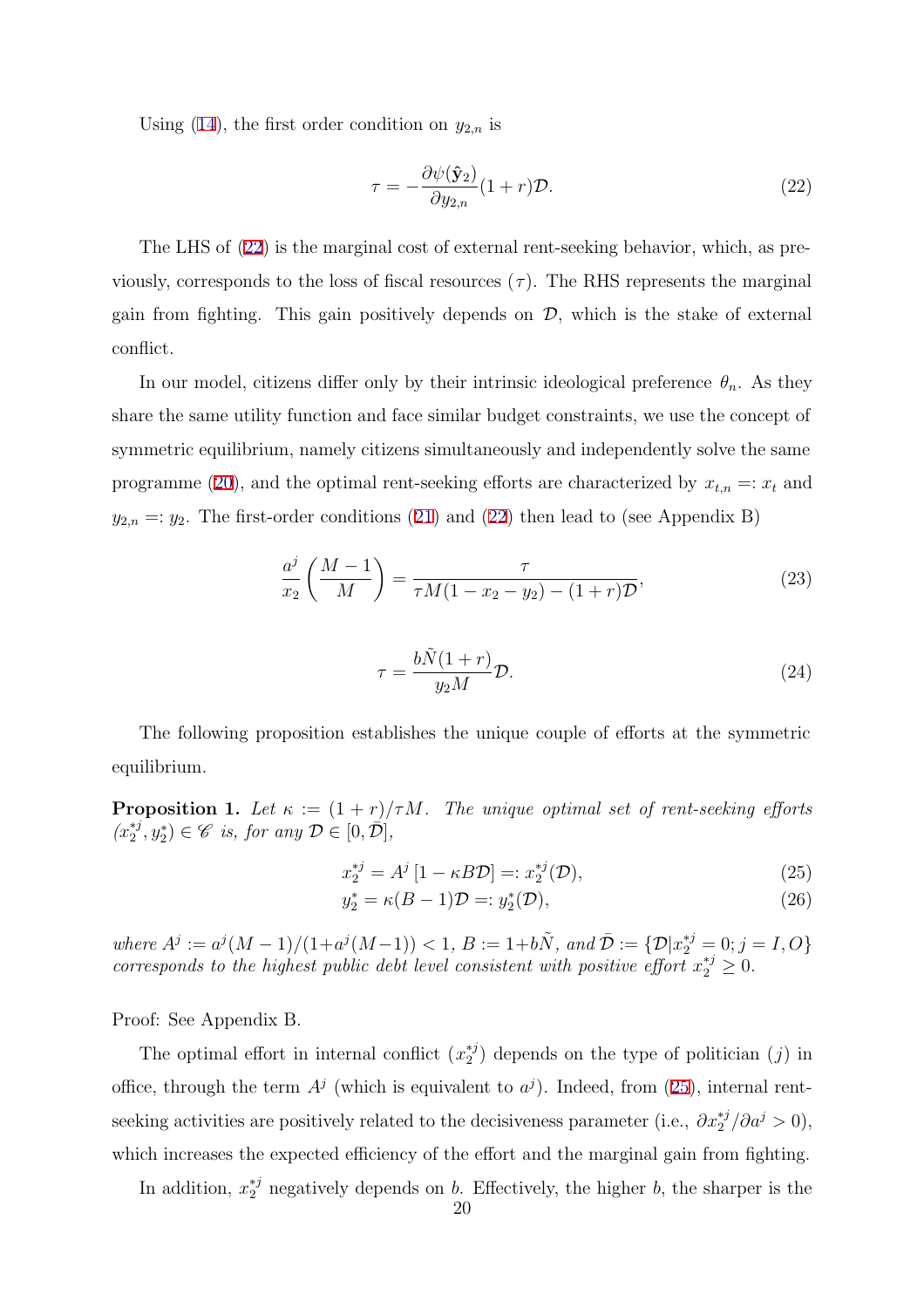Using (14), the first order condition on $y_{2,n}$ is

$$\tau = -\frac{\partial \psi(\hat{\mathbf{y}}_2)}{\partial y_{2,n}}(1+r)\mathcal{D}. \tag{22}$$

The LHS of (22) is the marginal cost of external rent-seeking behavior, which, as previously, corresponds to the loss of fiscal resources ($\tau$). The RHS represents the marginal gain from fighting. This gain positively depends on $\mathcal{D}$, which is the stake of external conflict.

In our model, citizens differ only by their intrinsic ideological preference $\theta_n$. As they share the same utility function and face similar budget constraints, we use the concept of symmetric equilibrium, namely citizens simultaneously and independently solve the same programme (20), and the optimal rent-seeking efforts are characterized by $x_{t,n} =: x_t$ and $y_{2,n} =: y_2$. The first-order conditions (21) and (22) then lead to (see Appendix B)

$$\frac{a^j}{x_2}\left(\frac{M-1}{M}\right) = \frac{\tau}{\tau M(1-x_2-y_2)-(1+r)\mathcal{D}}, \tag{23}$$

$$\tau = \frac{b\tilde{N}(1+r)}{y_2 M}\mathcal{D}. \tag{24}$$

The following proposition establishes the unique couple of efforts at the symmetric equilibrium.

**Proposition 1.** *Let $\kappa := (1+r)/\tau M$. The unique optimal set of rent-seeking efforts $(x_2^{*j}, y_2^*) \in \mathscr{C}$ is, for any $\mathcal{D} \in [0, \bar{\mathcal{D}}]$,*

$$x_2^{*j} = A^j\left[1-\kappa B\mathcal{D}\right] =: x_2^{*j}(\mathcal{D}), \tag{25}$$

$$y_2^* = \kappa(B-1)\mathcal{D} =: y_2^*(\mathcal{D}), \tag{26}$$

*where $A^j := a^j(M-1)/(1+a^j(M-1)) < 1$, $B := 1+b\tilde{N}$, and $\bar{\mathcal{D}} := \{\mathcal{D}|x_2^{*j} = 0; j = I, O\}$ corresponds to the highest public debt level consistent with positive effort $x_2^{*j} \geq 0$.*

Proof: See Appendix B.

The optimal effort in internal conflict ($x_2^{*j}$) depends on the type of politician ($j$) in office, through the term $A^j$ (which is equivalent to $a^j$). Indeed, from (25), internal rent-seeking activities are positively related to the decisiveness parameter (i.e., $\partial x_2^{*j}/\partial a^j > 0$), which increases the expected efficiency of the effort and the marginal gain from fighting.

In addition, $x_2^{*j}$ negatively depends on $b$. Effectively, the higher $b$, the sharper is the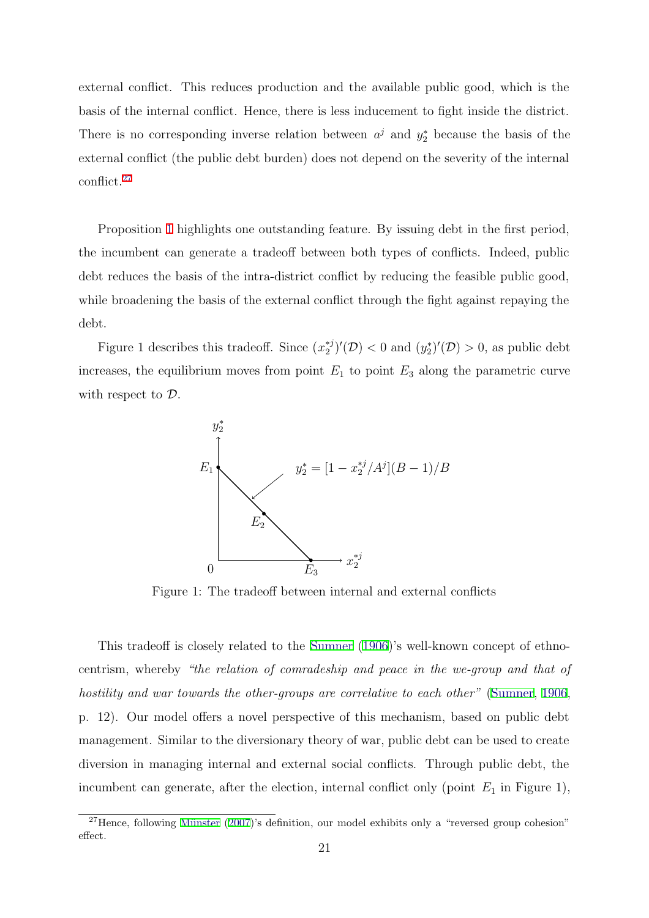external conflict. This reduces production and the available public good, which is the basis of the internal conflict. Hence, there is less inducement to fight inside the district. There is no corresponding inverse relation between $a^j$ and $y_2^*$ because the basis of the external conflict (the public debt burden) does not depend on the severity of the internal conflict.[27]

Proposition 1 highlights one outstanding feature. By issuing debt in the first period, the incumbent can generate a tradeoff between both types of conflicts. Indeed, public debt reduces the basis of the intra-district conflict by reducing the feasible public good, while broadening the basis of the external conflict through the fight against repaying the debt.

Figure 1 describes this tradeoff. Since $(x_2^{*j})'(\mathcal{D}) < 0$ and $(y_2^*)'(\mathcal{D}) > 0$, as public debt increases, the equilibrium moves from point $E_1$ to point $E_3$ along the parametric curve with respect to $\mathcal{D}$.

$$y_2^* = [1 - x_2^{*j}/A^j](B-1)/B$$

Figure 1: The tradeoff between internal and external conflicts

This tradeoff is closely related to the Sumner (1906)'s well-known concept of ethnocentrism, whereby *"the relation of comradeship and peace in the we-group and that of hostility and war towards the other-groups are correlative to each other"* (Sumner, 1906, p. 12). Our model offers a novel perspective of this mechanism, based on public debt management. Similar to the diversionary theory of war, public debt can be used to create diversion in managing internal and external social conflicts. Through public debt, the incumbent can generate, after the election, internal conflict only (point $E_1$ in Figure 1),

[27] Hence, following Münster (2007)'s definition, our model exhibits only a "reversed group cohesion" effect.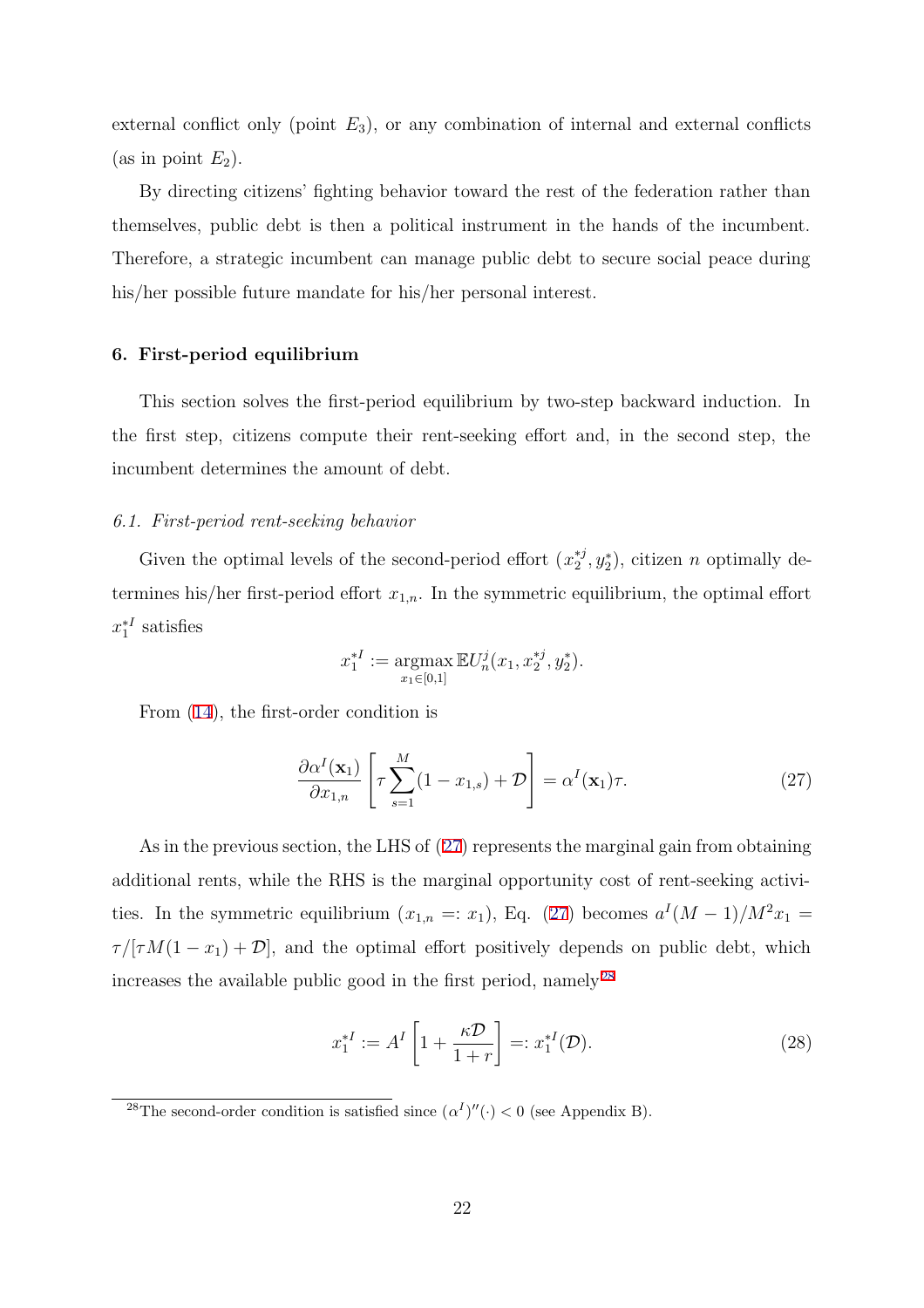external conflict only (point $E_3$), or any combination of internal and external conflicts (as in point $E_2$).

By directing citizens' fighting behavior toward the rest of the federation rather than themselves, public debt is then a political instrument in the hands of the incumbent. Therefore, a strategic incumbent can manage public debt to secure social peace during his/her possible future mandate for his/her personal interest.

## 6. First-period equilibrium

This section solves the first-period equilibrium by two-step backward induction. In the first step, citizens compute their rent-seeking effort and, in the second step, the incumbent determines the amount of debt.

### 6.1. First-period rent-seeking behavior

Given the optimal levels of the second-period effort $(x_2^{*j}, y_2^*)$, citizen $n$ optimally determines his/her first-period effort $x_{1,n}$. In the symmetric equilibrium, the optimal effort $x_1^{*I}$ satisfies

$$x_1^{*I} := \underset{x_1 \in [0,1]}{\operatorname{argmax}} \, \mathbb{E}U_n^j(x_1, x_2^{*j}, y_2^*).$$

From (14), the first-order condition is

$$\frac{\partial \alpha^I(\mathbf{x}_1)}{\partial x_{1,n}} \left[ \tau \sum_{s=1}^{M} (1 - x_{1,s}) + \mathcal{D} \right] = \alpha^I(\mathbf{x}_1)\tau. \tag{27}$$

As in the previous section, the LHS of (27) represents the marginal gain from obtaining additional rents, while the RHS is the marginal opportunity cost of rent-seeking activities. In the symmetric equilibrium ($x_{1,n} =: x_1$), Eq. (27) becomes $a^I(M-1)/M^2 x_1 = \tau/[\tau M(1-x_1) + \mathcal{D}]$, and the optimal effort positively depends on public debt, which increases the available public good in the first period, namely[28]

$$x_1^{*I} := A^I \left[ 1 + \frac{\kappa \mathcal{D}}{1+r} \right] =: x_1^{*I}(\mathcal{D}). \tag{28}$$

[28] The second-order condition is satisfied since $(\alpha^I)''(\cdot) < 0$ (see Appendix B).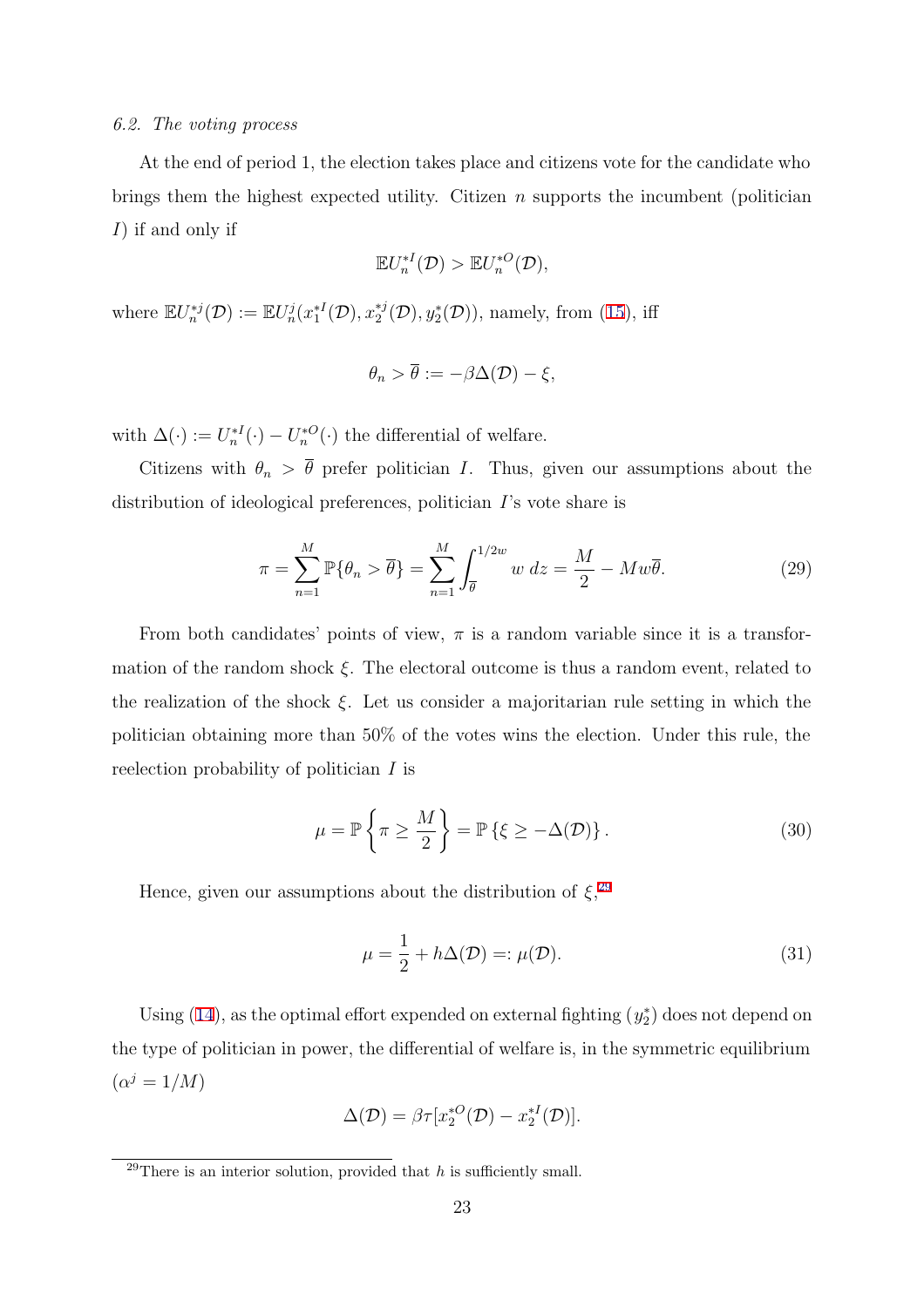### 6.2. The voting process

At the end of period 1, the election takes place and citizens vote for the candidate who brings them the highest expected utility. Citizen $n$ supports the incumbent (politician $I$) if and only if

$$\mathbb{E}U_n^{*I}(\mathcal{D}) > \mathbb{E}U_n^{*O}(\mathcal{D}),$$

where $\mathbb{E}U_n^{*j}(\mathcal{D}) := \mathbb{E}U_n^j(x_1^{*I}(\mathcal{D}), x_2^{*j}(\mathcal{D}), y_2^*(\mathcal{D}))$, namely, from (15), iff

$$\theta_n > \overline{\theta} := -\beta\Delta(\mathcal{D}) - \xi,$$

with $\Delta(\cdot) := U_n^{*I}(\cdot) - U_n^{*O}(\cdot)$ the differential of welfare.

Citizens with $\theta_n > \overline{\theta}$ prefer politician $I$. Thus, given our assumptions about the distribution of ideological preferences, politician $I$'s vote share is

$$\pi = \sum_{n=1}^{M} \mathbb{P}\{\theta_n > \overline{\theta}\} = \sum_{n=1}^{M} \int_{\overline{\theta}}^{1/2w} w \, dz = \frac{M}{2} - Mw\overline{\theta}. \tag{29}$$

From both candidates' points of view, $\pi$ is a random variable since it is a transformation of the random shock $\xi$. The electoral outcome is thus a random event, related to the realization of the shock $\xi$. Let us consider a majoritarian rule setting in which the politician obtaining more than 50% of the votes wins the election. Under this rule, the reelection probability of politician $I$ is

$$\mu = \mathbb{P}\left\{\pi \geq \frac{M}{2}\right\} = \mathbb{P}\left\{\xi \geq -\Delta(\mathcal{D})\right\}. \tag{30}$$

Hence, given our assumptions about the distribution of $\xi$,[29]

$$\mu = \frac{1}{2} + h\Delta(\mathcal{D}) =: \mu(\mathcal{D}). \tag{31}$$

Using (14), as the optimal effort expended on external fighting ($y_2^*$) does not depend on the type of politician in power, the differential of welfare is, in the symmetric equilibrium ($\alpha^j = 1/M$)

$$\Delta(\mathcal{D}) = \beta\tau[x_2^{*O}(\mathcal{D}) - x_2^{*I}(\mathcal{D})].$$

[29] There is an interior solution, provided that $h$ is sufficiently small.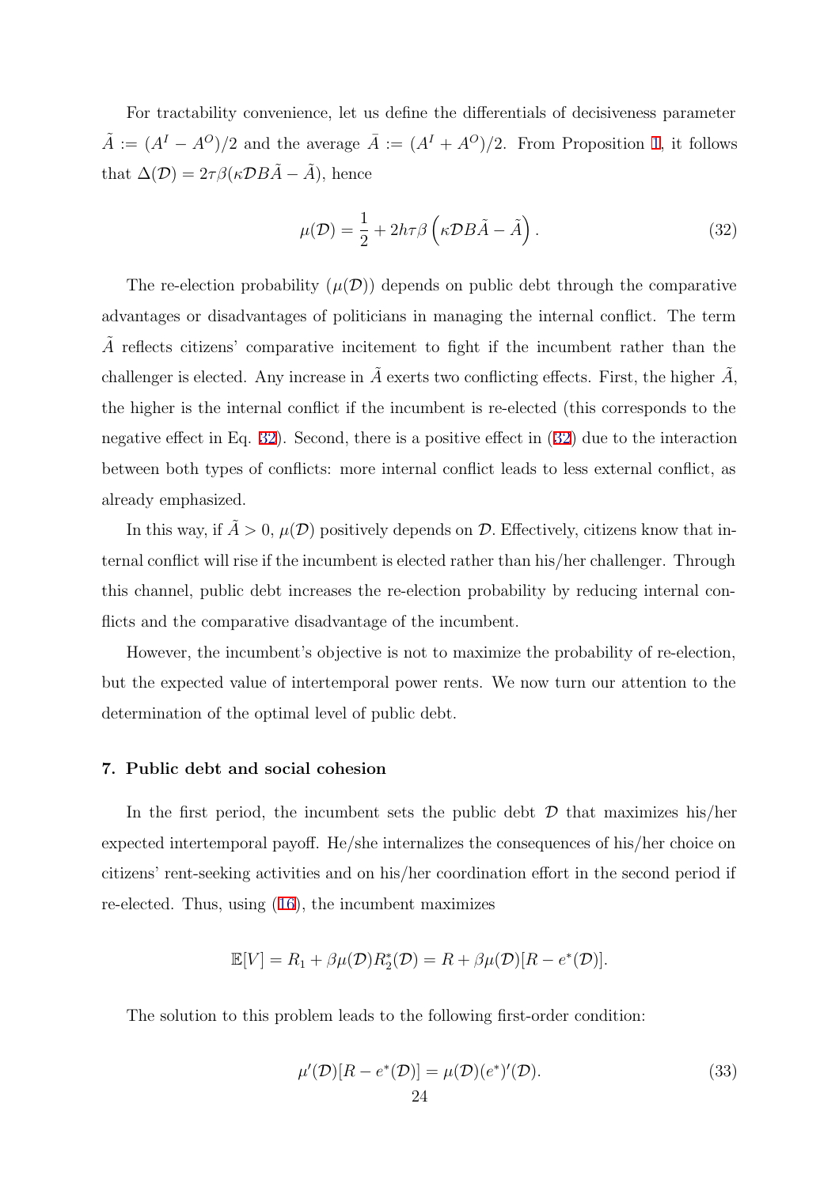For tractability convenience, let us define the differentials of decisiveness parameter $\tilde{A} := (A^I - A^O)/2$ and the average $\bar{A} := (A^I + A^O)/2$. From Proposition 1, it follows that $\Delta(\mathcal{D}) = 2\tau\beta(\kappa\mathcal{D}B\tilde{A} - \tilde{A})$, hence

$$\mu(\mathcal{D}) = \frac{1}{2} + 2h\tau\beta\left(\kappa\mathcal{D}B\tilde{A} - \tilde{A}\right). \tag{32}$$

The re-election probability ($\mu(\mathcal{D})$) depends on public debt through the comparative advantages or disadvantages of politicians in managing the internal conflict. The term $\tilde{A}$ reflects citizens' comparative incitement to fight if the incumbent rather than the challenger is elected. Any increase in $\tilde{A}$ exerts two conflicting effects. First, the higher $\tilde{A}$, the higher is the internal conflict if the incumbent is re-elected (this corresponds to the negative effect in Eq. 32). Second, there is a positive effect in (32) due to the interaction between both types of conflicts: more internal conflict leads to less external conflict, as already emphasized.

In this way, if $\tilde{A} > 0$, $\mu(\mathcal{D})$ positively depends on $\mathcal{D}$. Effectively, citizens know that internal conflict will rise if the incumbent is elected rather than his/her challenger. Through this channel, public debt increases the re-election probability by reducing internal conflicts and the comparative disadvantage of the incumbent.

However, the incumbent's objective is not to maximize the probability of re-election, but the expected value of intertemporal power rents. We now turn our attention to the determination of the optimal level of public debt.

## 7. Public debt and social cohesion

In the first period, the incumbent sets the public debt $\mathcal{D}$ that maximizes his/her expected intertemporal payoff. He/she internalizes the consequences of his/her choice on citizens' rent-seeking activities and on his/her coordination effort in the second period if re-elected. Thus, using (16), the incumbent maximizes

$$\mathbb{E}[V] = R_1 + \beta\mu(\mathcal{D})R_2^*(\mathcal{D}) = R + \beta\mu(\mathcal{D})[R - e^*(\mathcal{D})].$$

The solution to this problem leads to the following first-order condition:

$$\mu'(\mathcal{D})[R - e^*(\mathcal{D})] = \mu(\mathcal{D})(e^*)'(\mathcal{D}). \tag{33}$$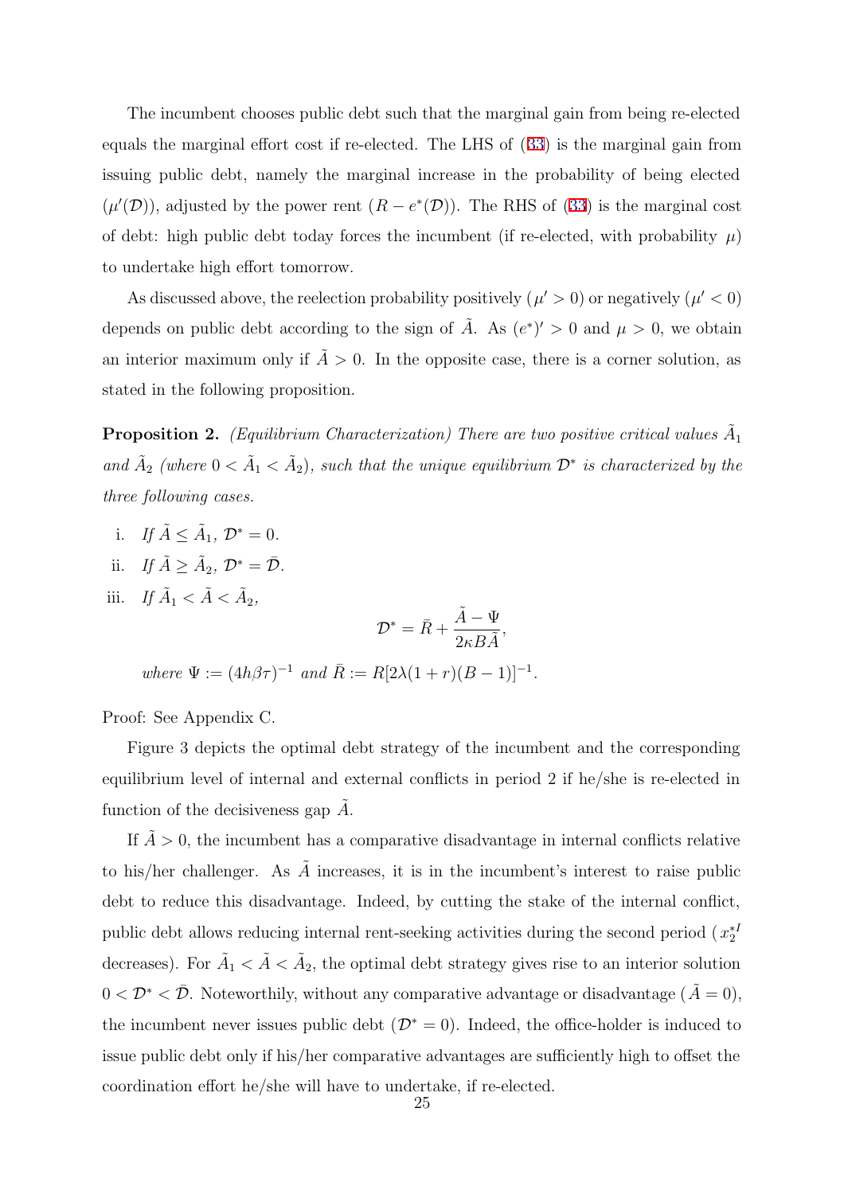The incumbent chooses public debt such that the marginal gain from being re-elected equals the marginal effort cost if re-elected. The LHS of (33) is the marginal gain from issuing public debt, namely the marginal increase in the probability of being elected ($\mu'(\mathcal{D})$), adjusted by the power rent ($R - e^*(\mathcal{D})$). The RHS of (33) is the marginal cost of debt: high public debt today forces the incumbent (if re-elected, with probability $\mu$) to undertake high effort tomorrow.

As discussed above, the reelection probability positively ($\mu' > 0$) or negatively ($\mu' < 0$) depends on public debt according to the sign of $\tilde{A}$. As $(e^*)' > 0$ and $\mu > 0$, we obtain an interior maximum only if $\tilde{A} > 0$. In the opposite case, there is a corner solution, as stated in the following proposition.

**Proposition 2.** *(Equilibrium Characterization) There are two positive critical values $\tilde{A}_1$ and $\tilde{A}_2$ (where $0 < \tilde{A}_1 < \tilde{A}_2$), such that the unique equilibrium $\mathcal{D}^*$ is characterized by the three following cases.*

i. *If $\tilde{A} \leq \tilde{A}_1$, $\mathcal{D}^* = 0$.*

ii. *If $\tilde{A} \geq \tilde{A}_2$, $\mathcal{D}^* = \bar{\mathcal{D}}$.*

iii. *If $\tilde{A}_1 < \tilde{A} < \tilde{A}_2$,*

$$\mathcal{D}^* = \bar{R} + \frac{\tilde{A} - \Psi}{2\kappa B \tilde{A}},$$

*where $\Psi := (4h\beta\tau)^{-1}$ and $\bar{R} := R[2\lambda(1+r)(B-1)]^{-1}$.*

Proof: See Appendix C.

Figure 3 depicts the optimal debt strategy of the incumbent and the corresponding equilibrium level of internal and external conflicts in period 2 if he/she is re-elected in function of the decisiveness gap $\tilde{A}$.

If $\tilde{A} > 0$, the incumbent has a comparative disadvantage in internal conflicts relative to his/her challenger. As $\tilde{A}$ increases, it is in the incumbent's interest to raise public debt to reduce this disadvantage. Indeed, by cutting the stake of the internal conflict, public debt allows reducing internal rent-seeking activities during the second period ($x_2^{*I}$ decreases). For $\tilde{A}_1 < \tilde{A} < \tilde{A}_2$, the optimal debt strategy gives rise to an interior solution $0 < \mathcal{D}^* < \bar{\mathcal{D}}$. Noteworthily, without any comparative advantage or disadvantage ($\tilde{A} = 0$), the incumbent never issues public debt ($\mathcal{D}^* = 0$). Indeed, the office-holder is induced to issue public debt only if his/her comparative advantages are sufficiently high to offset the coordination effort he/she will have to undertake, if re-elected.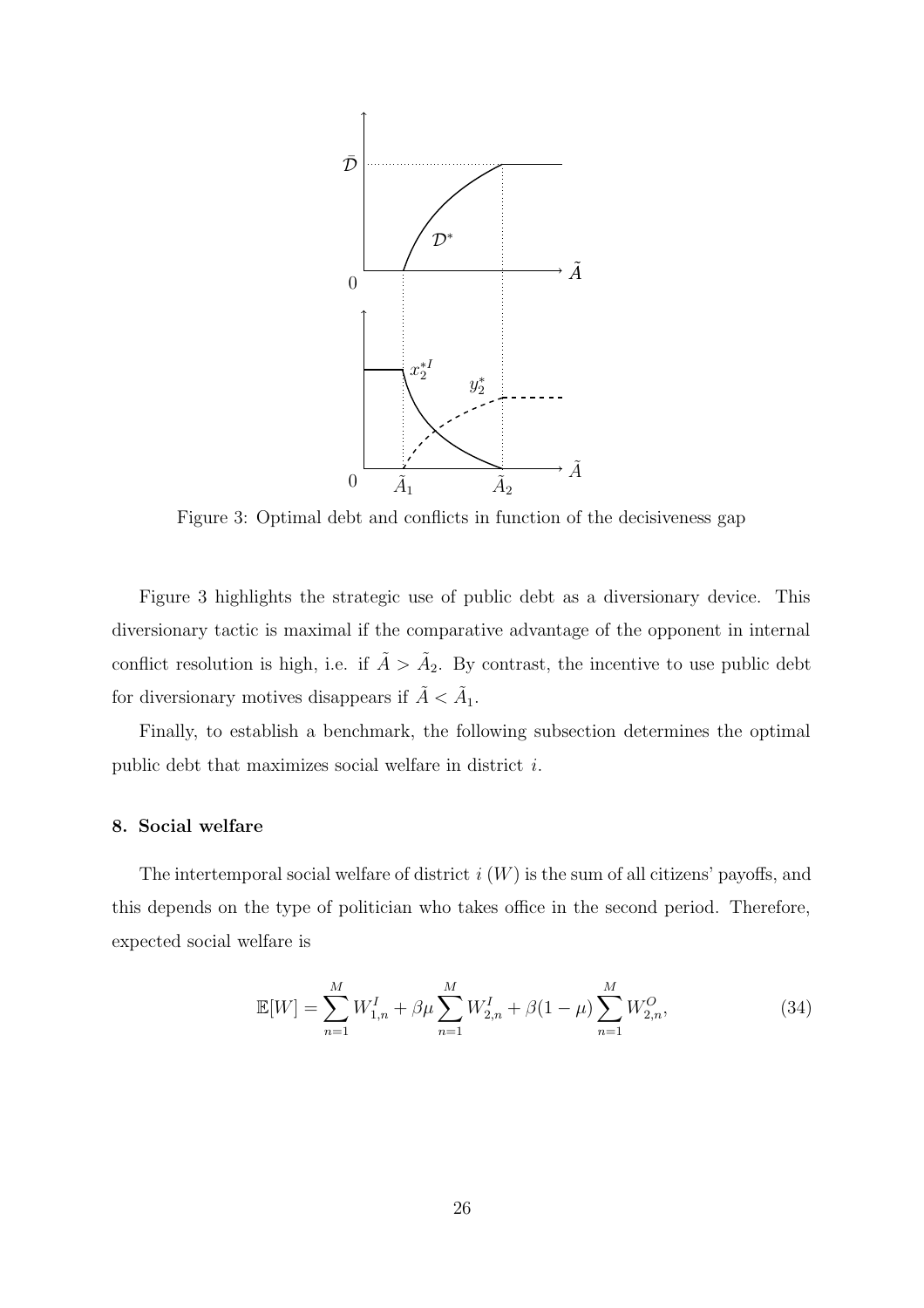Figure 3: Optimal debt and conflicts in function of the decisiveness gap

Figure 3 highlights the strategic use of public debt as a diversionary device. This diversionary tactic is maximal if the comparative advantage of the opponent in internal conflict resolution is high, i.e. if $\tilde{A} > \tilde{A}_2$. By contrast, the incentive to use public debt for diversionary motives disappears if $\tilde{A} < \tilde{A}_1$.

Finally, to establish a benchmark, the following subsection determines the optimal public debt that maximizes social welfare in district $i$.

## 8. Social welfare

The intertemporal social welfare of district $i$ ($W$) is the sum of all citizens' payoffs, and this depends on the type of politician who takes office in the second period. Therefore, expected social welfare is

$$\mathbb{E}[W] = \sum_{n=1}^{M} W_{1,n}^{I} + \beta\mu \sum_{n=1}^{M} W_{2,n}^{I} + \beta(1-\mu) \sum_{n=1}^{M} W_{2,n}^{O}, \tag{34}$$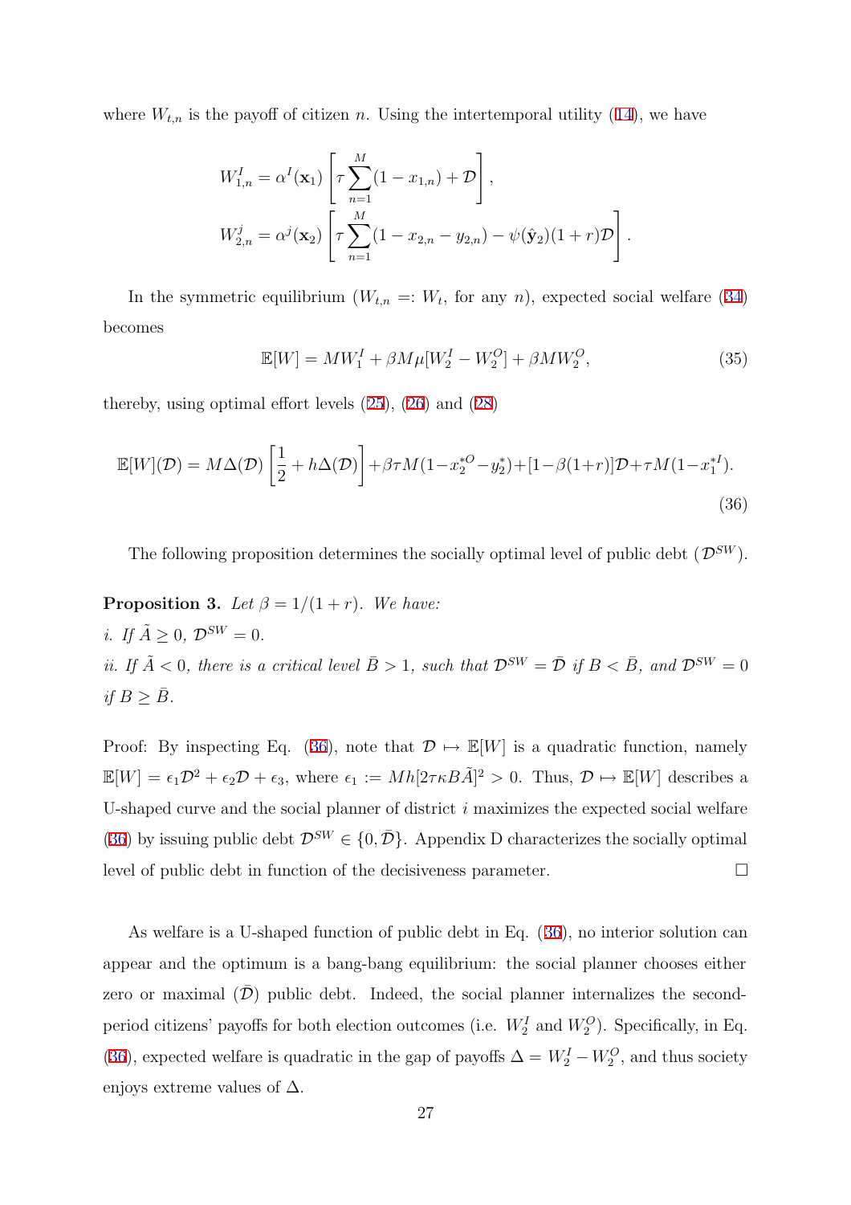where $W_{t,n}$ is the payoff of citizen $n$. Using the intertemporal utility (14), we have

$$W_{1,n}^I = \alpha^I(\mathbf{x}_1)\left[\tau\sum_{n=1}^{M}(1-x_{1,n})+\mathcal{D}\right],$$
$$W_{2,n}^j = \alpha^j(\mathbf{x}_2)\left[\tau\sum_{n=1}^{M}(1-x_{2,n}-y_{2,n})-\psi(\hat{\mathbf{y}}_2)(1+r)\mathcal{D}\right].$$

In the symmetric equilibrium ($W_{t,n} =: W_t$, for any $n$), expected social welfare (34) becomes

$$\mathbb{E}[W] = MW_1^I + \beta M\mu[W_2^I - W_2^O] + \beta M W_2^O, \tag{35}$$

thereby, using optimal effort levels (25), (26) and (28)

$$\mathbb{E}[W](\mathcal{D}) = M\Delta(\mathcal{D})\left[\frac{1}{2}+h\Delta(\mathcal{D})\right]+\beta\tau M(1-x_2^{*O}-y_2^*)+[1-\beta(1+r)]\mathcal{D}+\tau M(1-x_1^{*I}). \tag{36}$$

The following proposition determines the socially optimal level of public debt ($\mathcal{D}^{SW}$).

**Proposition 3.** *Let $\beta = 1/(1+r)$. We have:*
*i. If $\tilde{A} \geq 0$, $\mathcal{D}^{SW} = 0$.*
*ii. If $\tilde{A} < 0$, there is a critical level $\bar{B} > 1$, such that $\mathcal{D}^{SW} = \bar{\mathcal{D}}$ if $B < \bar{B}$, and $\mathcal{D}^{SW} = 0$ if $B \geq \bar{B}$.*

Proof: By inspecting Eq. (36), note that $\mathcal{D} \mapsto \mathbb{E}[W]$ is a quadratic function, namely $\mathbb{E}[W] = \epsilon_1\mathcal{D}^2 + \epsilon_2\mathcal{D} + \epsilon_3$, where $\epsilon_1 := Mh[2\tau\kappa B\tilde{A}]^2 > 0$. Thus, $\mathcal{D} \mapsto \mathbb{E}[W]$ describes a U-shaped curve and the social planner of district $i$ maximizes the expected social welfare (36) by issuing public debt $\mathcal{D}^{SW} \in \{0, \bar{\mathcal{D}}\}$. Appendix D characterizes the socially optimal level of public debt in function of the decisiveness parameter. $\square$

As welfare is a U-shaped function of public debt in Eq. (36), no interior solution can appear and the optimum is a bang-bang equilibrium: the social planner chooses either zero or maximal ($\bar{\mathcal{D}}$) public debt. Indeed, the social planner internalizes the second-period citizens' payoffs for both election outcomes (i.e. $W_2^I$ and $W_2^O$). Specifically, in Eq. (36), expected welfare is quadratic in the gap of payoffs $\Delta = W_2^I - W_2^O$, and thus society enjoys extreme values of $\Delta$.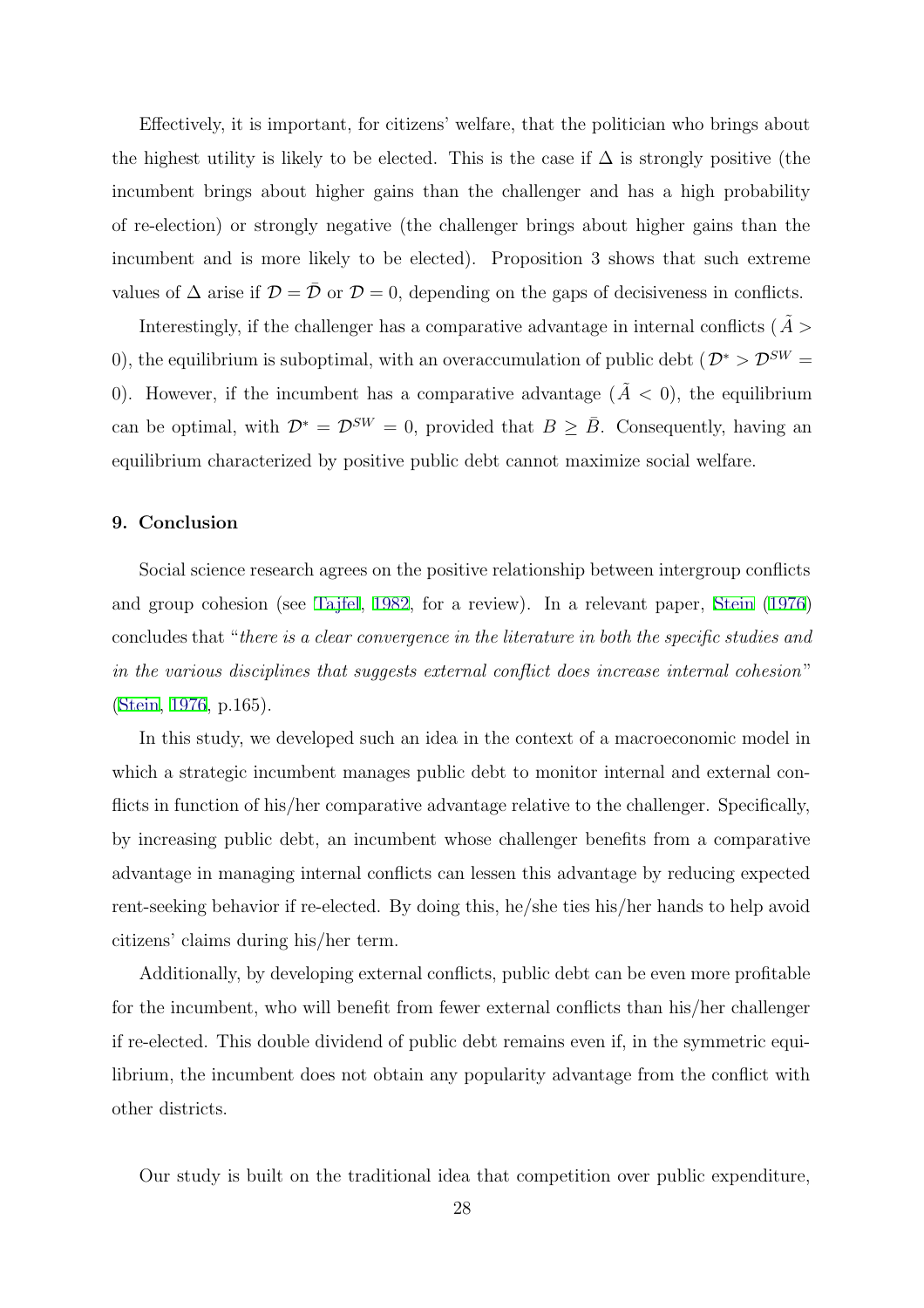Effectively, it is important, for citizens' welfare, that the politician who brings about the highest utility is likely to be elected. This is the case if $\Delta$ is strongly positive (the incumbent brings about higher gains than the challenger and has a high probability of re-election) or strongly negative (the challenger brings about higher gains than the incumbent and is more likely to be elected). Proposition 3 shows that such extreme values of $\Delta$ arise if $\mathcal{D} = \bar{\mathcal{D}}$ or $\mathcal{D} = 0$, depending on the gaps of decisiveness in conflicts.

Interestingly, if the challenger has a comparative advantage in internal conflicts ($\tilde{A} > 0$), the equilibrium is suboptimal, with an overaccumulation of public debt ($\mathcal{D}^* > \mathcal{D}^{SW} = 0$). However, if the incumbent has a comparative advantage ($\tilde{A} < 0$), the equilibrium can be optimal, with $\mathcal{D}^* = \mathcal{D}^{SW} = 0$, provided that $B \geq \bar{B}$. Consequently, having an equilibrium characterized by positive public debt cannot maximize social welfare.

## 9. Conclusion

Social science research agrees on the positive relationship between intergroup conflicts and group cohesion (see Tajfel, 1982, for a review). In a relevant paper, Stein (1976) concludes that "*there is a clear convergence in the literature in both the specific studies and in the various disciplines that suggests external conflict does increase internal cohesion*" (Stein, 1976, p.165).

In this study, we developed such an idea in the context of a macroeconomic model in which a strategic incumbent manages public debt to monitor internal and external conflicts in function of his/her comparative advantage relative to the challenger. Specifically, by increasing public debt, an incumbent whose challenger benefits from a comparative advantage in managing internal conflicts can lessen this advantage by reducing expected rent-seeking behavior if re-elected. By doing this, he/she ties his/her hands to help avoid citizens' claims during his/her term.

Additionally, by developing external conflicts, public debt can be even more profitable for the incumbent, who will benefit from fewer external conflicts than his/her challenger if re-elected. This double dividend of public debt remains even if, in the symmetric equilibrium, the incumbent does not obtain any popularity advantage from the conflict with other districts.

Our study is built on the traditional idea that competition over public expenditure,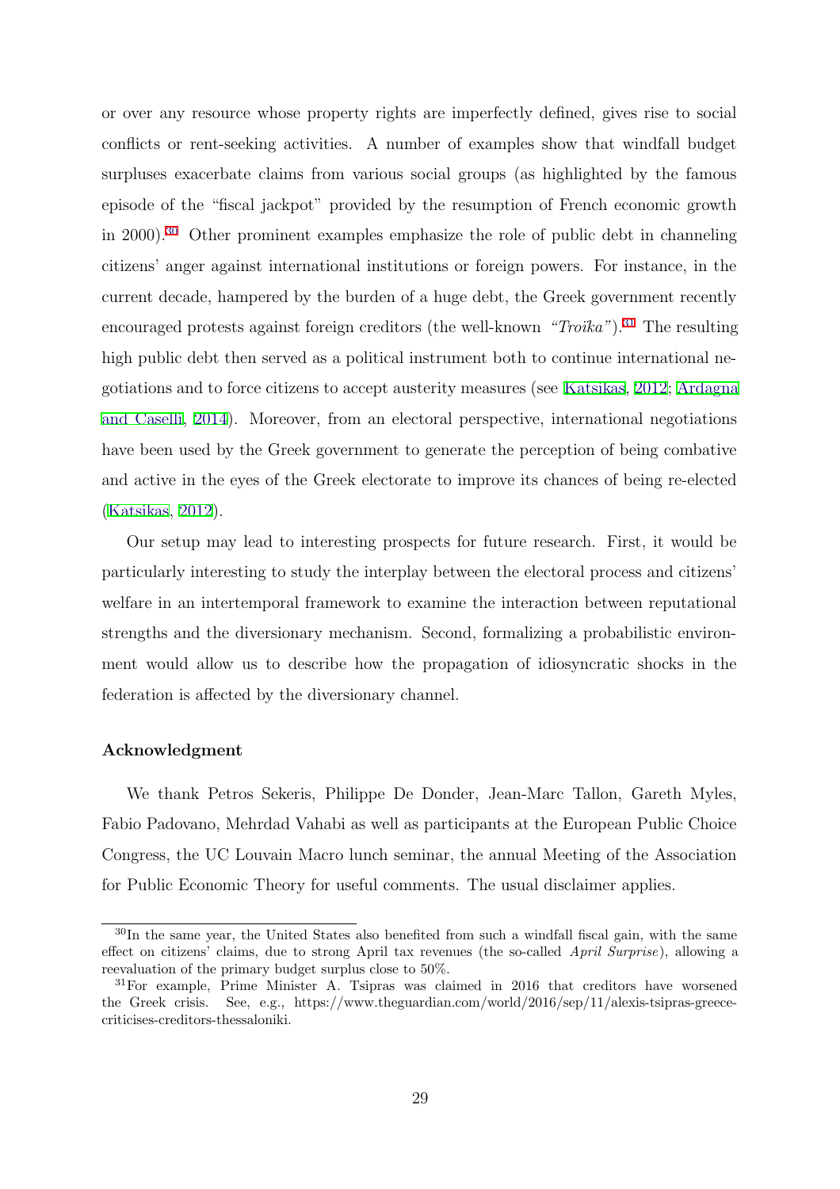or over any resource whose property rights are imperfectly defined, gives rise to social conflicts or rent-seeking activities. A number of examples show that windfall budget surpluses exacerbate claims from various social groups (as highlighted by the famous episode of the "fiscal jackpot" provided by the resumption of French economic growth in 2000).[30] Other prominent examples emphasize the role of public debt in channeling citizens' anger against international institutions or foreign powers. For instance, in the current decade, hampered by the burden of a huge debt, the Greek government recently encouraged protests against foreign creditors (the well-known *"Troika"*).[31] The resulting high public debt then served as a political instrument both to continue international negotiations and to force citizens to accept austerity measures (see Katsikas, 2012; Ardagna and Caselli, 2014). Moreover, from an electoral perspective, international negotiations have been used by the Greek government to generate the perception of being combative and active in the eyes of the Greek electorate to improve its chances of being re-elected (Katsikas, 2012).

Our setup may lead to interesting prospects for future research. First, it would be particularly interesting to study the interplay between the electoral process and citizens' welfare in an intertemporal framework to examine the interaction between reputational strengths and the diversionary mechanism. Second, formalizing a probabilistic environment would allow us to describe how the propagation of idiosyncratic shocks in the federation is affected by the diversionary channel.

### Acknowledgment

We thank Petros Sekeris, Philippe De Donder, Jean-Marc Tallon, Gareth Myles, Fabio Padovano, Mehrdad Vahabi as well as participants at the European Public Choice Congress, the UC Louvain Macro lunch seminar, the annual Meeting of the Association for Public Economic Theory for useful comments. The usual disclaimer applies.

---

[30] In the same year, the United States also benefited from such a windfall fiscal gain, with the same effect on citizens' claims, due to strong April tax revenues (the so-called *April Surprise*), allowing a reevaluation of the primary budget surplus close to 50%.

[31] For example, Prime Minister A. Tsipras was claimed in 2016 that creditors have worsened the Greek crisis. See, e.g., https://www.theguardian.com/world/2016/sep/11/alexis-tsipras-greece-criticises-creditors-thessaloniki.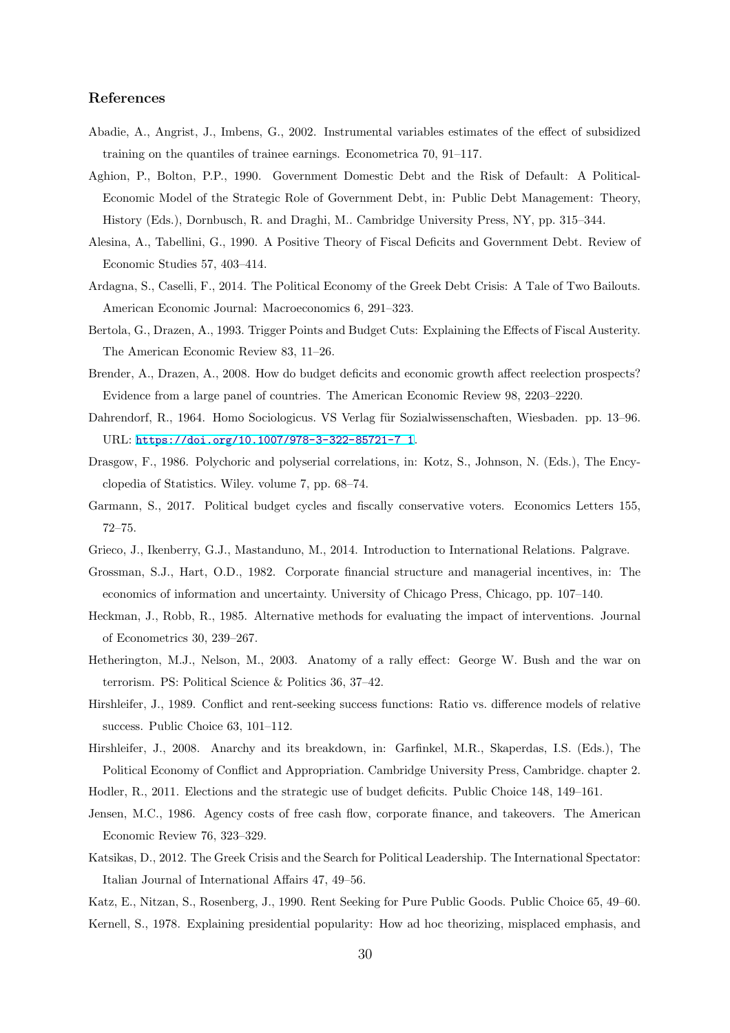## References

Abadie, A., Angrist, J., Imbens, G., 2002. Instrumental variables estimates of the effect of subsidized training on the quantiles of trainee earnings. Econometrica 70, 91–117.

Aghion, P., Bolton, P.P., 1990. Government Domestic Debt and the Risk of Default: A Political-Economic Model of the Strategic Role of Government Debt, in: Public Debt Management: Theory, History (Eds.), Dornbusch, R. and Draghi, M.. Cambridge University Press, NY, pp. 315–344.

Alesina, A., Tabellini, G., 1990. A Positive Theory of Fiscal Deficits and Government Debt. Review of Economic Studies 57, 403–414.

Ardagna, S., Caselli, F., 2014. The Political Economy of the Greek Debt Crisis: A Tale of Two Bailouts. American Economic Journal: Macroeconomics 6, 291–323.

Bertola, G., Drazen, A., 1993. Trigger Points and Budget Cuts: Explaining the Effects of Fiscal Austerity. The American Economic Review 83, 11–26.

Brender, A., Drazen, A., 2008. How do budget deficits and economic growth affect reelection prospects? Evidence from a large panel of countries. The American Economic Review 98, 2203–2220.

Dahrendorf, R., 1964. Homo Sociologicus. VS Verlag für Sozialwissenschaften, Wiesbaden. pp. 13–96. URL: https://doi.org/10.1007/978-3-322-85721-7_1.

Drasgow, F., 1986. Polychoric and polyserial correlations, in: Kotz, S., Johnson, N. (Eds.), The Encyclopedia of Statistics. Wiley. volume 7, pp. 68–74.

Garmann, S., 2017. Political budget cycles and fiscally conservative voters. Economics Letters 155, 72–75.

Grieco, J., Ikenberry, G.J., Mastanduno, M., 2014. Introduction to International Relations. Palgrave.

Grossman, S.J., Hart, O.D., 1982. Corporate financial structure and managerial incentives, in: The economics of information and uncertainty. University of Chicago Press, Chicago, pp. 107–140.

Heckman, J., Robb, R., 1985. Alternative methods for evaluating the impact of interventions. Journal of Econometrics 30, 239–267.

Hetherington, M.J., Nelson, M., 2003. Anatomy of a rally effect: George W. Bush and the war on terrorism. PS: Political Science & Politics 36, 37–42.

Hirshleifer, J., 1989. Conflict and rent-seeking success functions: Ratio vs. difference models of relative success. Public Choice 63, 101–112.

Hirshleifer, J., 2008. Anarchy and its breakdown, in: Garfinkel, M.R., Skaperdas, I.S. (Eds.), The Political Economy of Conflict and Appropriation. Cambridge University Press, Cambridge. chapter 2.

Hodler, R., 2011. Elections and the strategic use of budget deficits. Public Choice 148, 149–161.

Jensen, M.C., 1986. Agency costs of free cash flow, corporate finance, and takeovers. The American Economic Review 76, 323–329.

Katsikas, D., 2012. The Greek Crisis and the Search for Political Leadership. The International Spectator: Italian Journal of International Affairs 47, 49–56.

Katz, E., Nitzan, S., Rosenberg, J., 1990. Rent Seeking for Pure Public Goods. Public Choice 65, 49–60.

Kernell, S., 1978. Explaining presidential popularity: How ad hoc theorizing, misplaced emphasis, and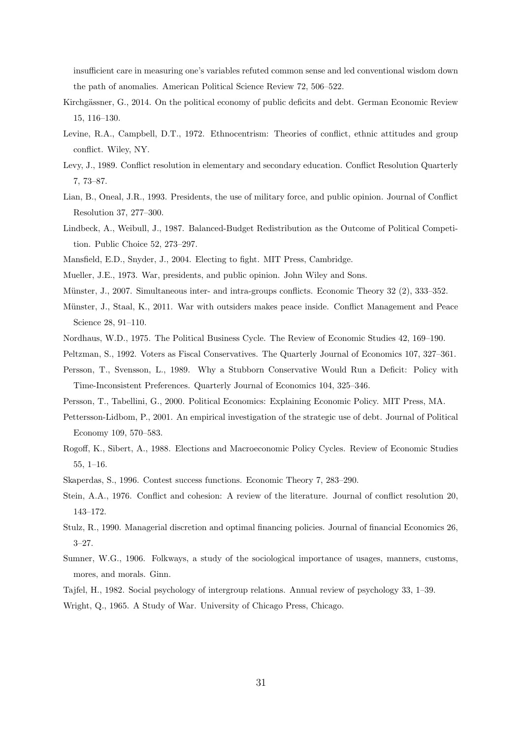insufficient care in measuring one's variables refuted common sense and led conventional wisdom down the path of anomalies. American Political Science Review 72, 506–522.

Kirchgässner, G., 2014. On the political economy of public deficits and debt. German Economic Review 15, 116–130.

Levine, R.A., Campbell, D.T., 1972. Ethnocentrism: Theories of conflict, ethnic attitudes and group conflict. Wiley, NY.

Levy, J., 1989. Conflict resolution in elementary and secondary education. Conflict Resolution Quarterly 7, 73–87.

Lian, B., Oneal, J.R., 1993. Presidents, the use of military force, and public opinion. Journal of Conflict Resolution 37, 277–300.

Lindbeck, A., Weibull, J., 1987. Balanced-Budget Redistribution as the Outcome of Political Competition. Public Choice 52, 273–297.

Mansfield, E.D., Snyder, J., 2004. Electing to fight. MIT Press, Cambridge.

Mueller, J.E., 1973. War, presidents, and public opinion. John Wiley and Sons.

Münster, J., 2007. Simultaneous inter- and intra-groups conflicts. Economic Theory 32 (2), 333–352.

Münster, J., Staal, K., 2011. War with outsiders makes peace inside. Conflict Management and Peace Science 28, 91–110.

Nordhaus, W.D., 1975. The Political Business Cycle. The Review of Economic Studies 42, 169–190.

Peltzman, S., 1992. Voters as Fiscal Conservatives. The Quarterly Journal of Economics 107, 327–361.

Persson, T., Svensson, L., 1989. Why a Stubborn Conservative Would Run a Deficit: Policy with Time-Inconsistent Preferences. Quarterly Journal of Economics 104, 325–346.

Persson, T., Tabellini, G., 2000. Political Economics: Explaining Economic Policy. MIT Press, MA.

Pettersson-Lidbom, P., 2001. An empirical investigation of the strategic use of debt. Journal of Political Economy 109, 570–583.

Rogoff, K., Sibert, A., 1988. Elections and Macroeconomic Policy Cycles. Review of Economic Studies 55, 1–16.

Skaperdas, S., 1996. Contest success functions. Economic Theory 7, 283–290.

Stein, A.A., 1976. Conflict and cohesion: A review of the literature. Journal of conflict resolution 20, 143–172.

Stulz, R., 1990. Managerial discretion and optimal financing policies. Journal of financial Economics 26, 3–27.

Sumner, W.G., 1906. Folkways, a study of the sociological importance of usages, manners, customs, mores, and morals. Ginn.

Tajfel, H., 1982. Social psychology of intergroup relations. Annual review of psychology 33, 1–39.

Wright, Q., 1965. A Study of War. University of Chicago Press, Chicago.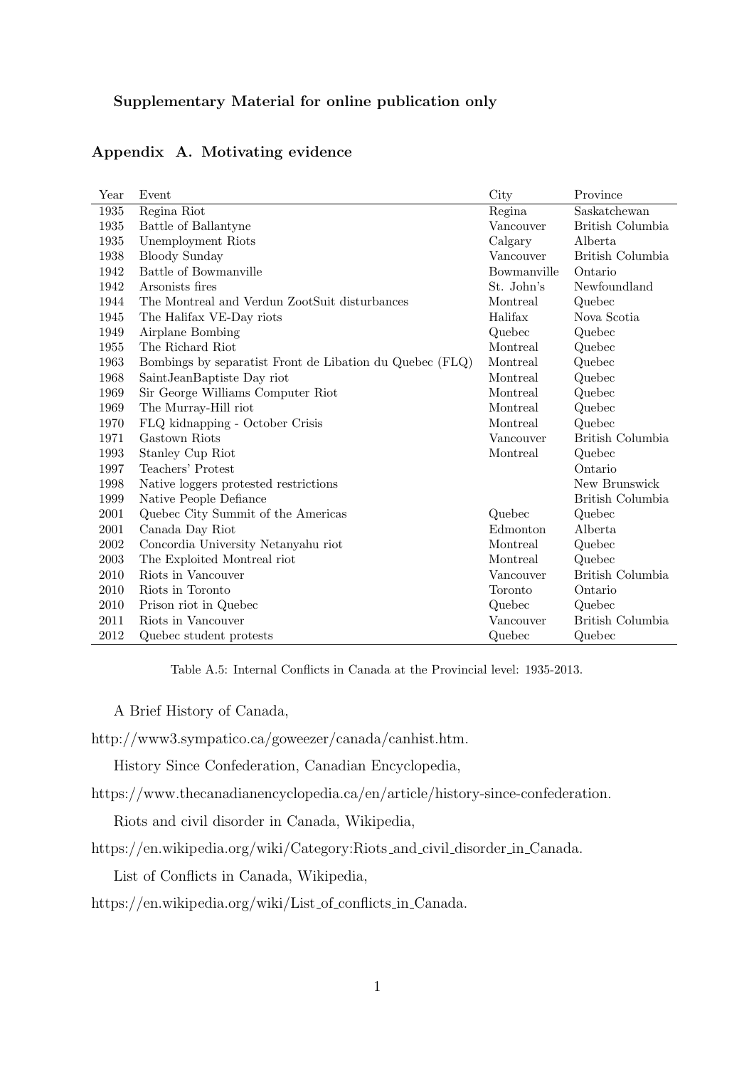**Supplementary Material for online publication only**

## Appendix A. Motivating evidence

| Year | Event | City | Province |
|---|---|---|---|
| 1935 | Regina Riot | Regina | Saskatchewan |
| 1935 | Battle of Ballantyne | Vancouver | British Columbia |
| 1935 | Unemployment Riots | Calgary | Alberta |
| 1938 | Bloody Sunday | Vancouver | British Columbia |
| 1942 | Battle of Bowmanville | Bowmanville | Ontario |
| 1942 | Arsonists fires | St. John's | Newfoundland |
| 1944 | The Montreal and Verdun ZootSuit disturbances | Montreal | Quebec |
| 1945 | The Halifax VE-Day riots | Halifax | Nova Scotia |
| 1949 | Airplane Bombing | Quebec | Quebec |
| 1955 | The Richard Riot | Montreal | Quebec |
| 1963 | Bombings by separatist Front de Libation du Quebec (FLQ) | Montreal | Quebec |
| 1968 | SaintJeanBaptiste Day riot | Montreal | Quebec |
| 1969 | Sir George Williams Computer Riot | Montreal | Quebec |
| 1969 | The Murray-Hill riot | Montreal | Quebec |
| 1970 | FLQ kidnapping - October Crisis | Montreal | Quebec |
| 1971 | Gastown Riots | Vancouver | British Columbia |
| 1993 | Stanley Cup Riot | Montreal | Quebec |
| 1997 | Teachers' Protest | | Ontario |
| 1998 | Native loggers protested restrictions | | New Brunswick |
| 1999 | Native People Defiance | | British Columbia |
| 2001 | Quebec City Summit of the Americas | Quebec | Quebec |
| 2001 | Canada Day Riot | Edmonton | Alberta |
| 2002 | Concordia University Netanyahu riot | Montreal | Quebec |
| 2003 | The Exploited Montreal riot | Montreal | Quebec |
| 2010 | Riots in Vancouver | Vancouver | British Columbia |
| 2010 | Riots in Toronto | Toronto | Ontario |
| 2010 | Prison riot in Quebec | Quebec | Quebec |
| 2011 | Riots in Vancouver | Vancouver | British Columbia |
| 2012 | Quebec student protests | Quebec | Quebec |

Table A.5: Internal Conflicts in Canada at the Provincial level: 1935-2013.

A Brief History of Canada,

http://www3.sympatico.ca/goweezer/canada/canhist.htm.

History Since Confederation, Canadian Encyclopedia,

https://www.thecanadianencyclopedia.ca/en/article/history-since-confederation.

Riots and civil disorder in Canada, Wikipedia,

https://en.wikipedia.org/wiki/Category:Riots_and_civil_disorder_in_Canada.

List of Conflicts in Canada, Wikipedia,

https://en.wikipedia.org/wiki/List_of_conflicts_in_Canada.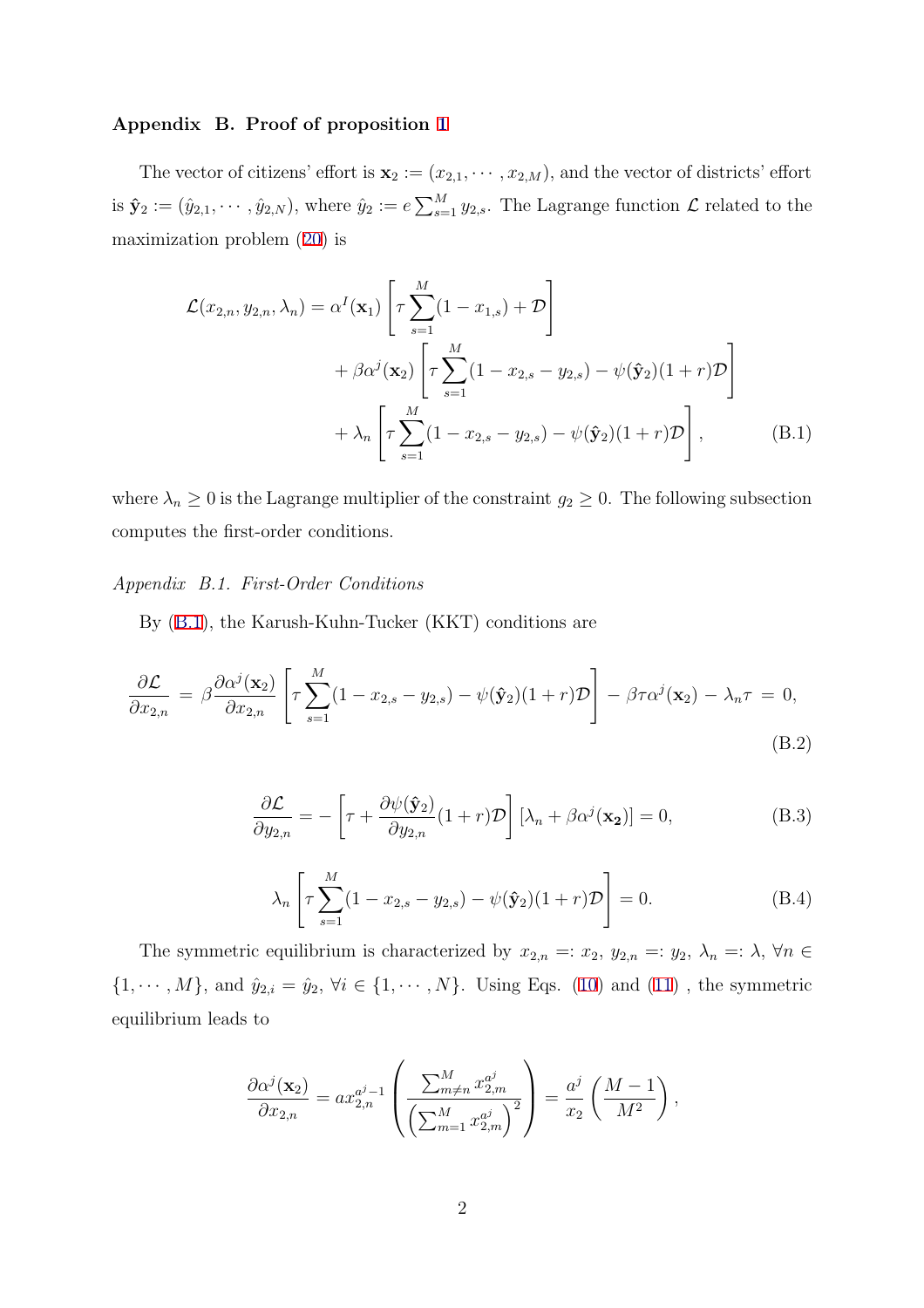## Appendix B. Proof of proposition 1

The vector of citizens' effort is $\mathbf{x}_2 := (x_{2,1}, \cdots, x_{2,M})$, and the vector of districts' effort is $\hat{\mathbf{y}}_2 := (\hat{y}_{2,1}, \cdots, \hat{y}_{2,N})$, where $\hat{y}_2 := e \sum_{s=1}^{M} y_{2,s}$. The Lagrange function $\mathcal{L}$ related to the maximization problem (20) is

$$
\begin{aligned}
\mathcal{L}(x_{2,n}, y_{2,n}, \lambda_n) = \alpha^I(\mathbf{x}_1) &\left[ \tau \sum_{s=1}^{M} (1 - x_{1,s}) + \mathcal{D} \right] \\
&+ \beta \alpha^j(\mathbf{x}_2) \left[ \tau \sum_{s=1}^{M} (1 - x_{2,s} - y_{2,s}) - \psi(\hat{\mathbf{y}}_2)(1+r)\mathcal{D} \right] \\
&+ \lambda_n \left[ \tau \sum_{s=1}^{M} (1 - x_{2,s} - y_{2,s}) - \psi(\hat{\mathbf{y}}_2)(1+r)\mathcal{D} \right], \qquad \text{(B.1)}
\end{aligned}
$$

where $\lambda_n \geq 0$ is the Lagrange multiplier of the constraint $g_2 \geq 0$. The following subsection computes the first-order conditions.

### *Appendix B.1. First-Order Conditions*

By (B.1), the Karush-Kuhn-Tucker (KKT) conditions are

$$
\frac{\partial \mathcal{L}}{\partial x_{2,n}} = \beta \frac{\partial \alpha^j(\mathbf{x}_2)}{\partial x_{2,n}} \left[ \tau \sum_{s=1}^{M} (1 - x_{2,s} - y_{2,s}) - \psi(\hat{\mathbf{y}}_2)(1+r)\mathcal{D} \right] - \beta \tau \alpha^j(\mathbf{x}_2) - \lambda_n \tau = 0, \qquad \text{(B.2)}
$$

$$
\frac{\partial \mathcal{L}}{\partial y_{2,n}} = - \left[ \tau + \frac{\partial \psi(\hat{\mathbf{y}}_2)}{\partial y_{2,n}} (1+r)\mathcal{D} \right] \left[ \lambda_n + \beta \alpha^j(\mathbf{x_2}) \right] = 0, \qquad \text{(B.3)}
$$

$$
\lambda_n \left[ \tau \sum_{s=1}^{M} (1 - x_{2,s} - y_{2,s}) - \psi(\hat{\mathbf{y}}_2)(1+r)\mathcal{D} \right] = 0. \qquad \text{(B.4)}
$$

The symmetric equilibrium is characterized by $x_{2,n} =: x_2$, $y_{2,n} =: y_2$, $\lambda_n =: \lambda$, $\forall n \in \{1, \cdots, M\}$, and $\hat{y}_{2,i} = \hat{y}_2$, $\forall i \in \{1, \cdots, N\}$. Using Eqs. (10) and (11) , the symmetric equilibrium leads to

$$
\frac{\partial \alpha^j(\mathbf{x}_2)}{\partial x_{2,n}} = a x_{2,n}^{a^j - 1} \left( \frac{\sum_{m \neq n}^{M} x_{2,m}^{a^j}}{\left( \sum_{m=1}^{M} x_{2,m}^{a^j} \right)^2} \right) = \frac{a^j}{x_2} \left( \frac{M-1}{M^2} \right),
$$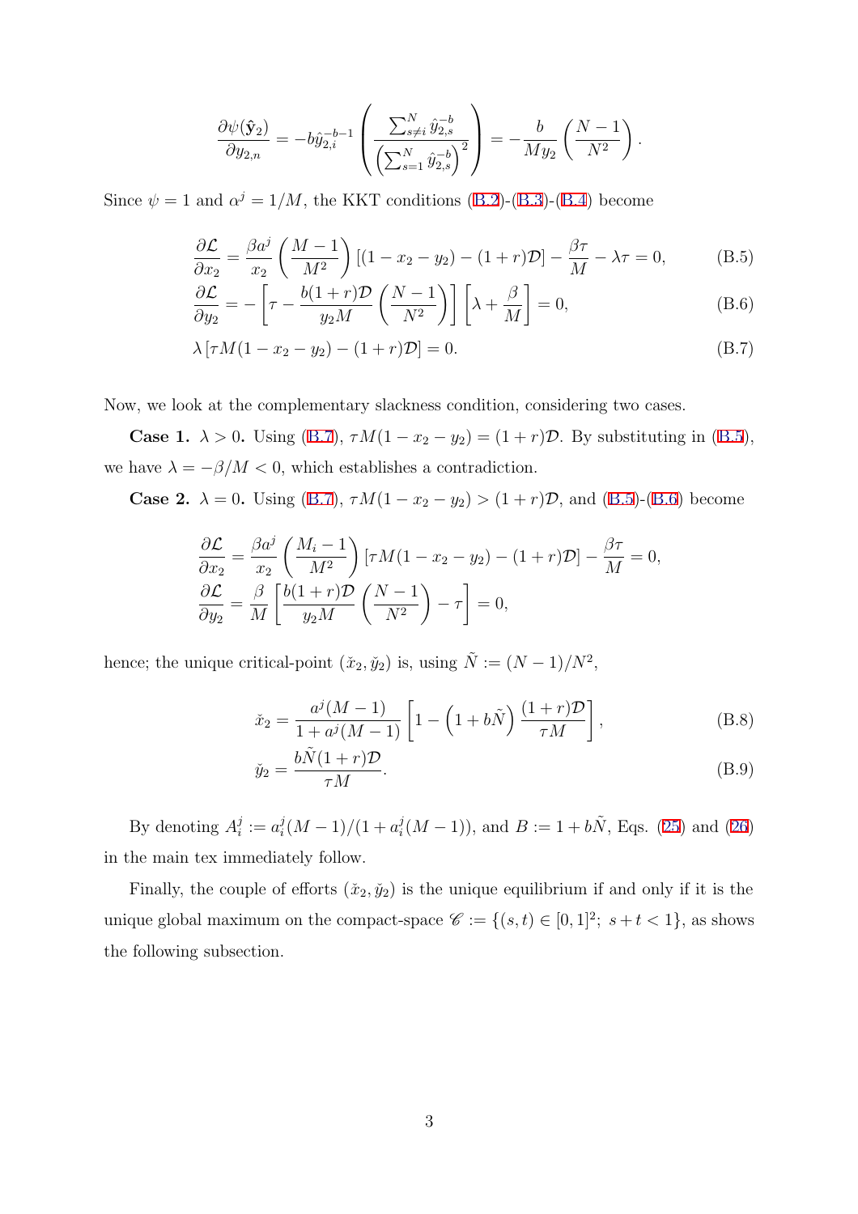$$\frac{\partial \psi(\hat{\mathbf{y}}_2)}{\partial y_{2,n}} = -b\hat{y}_{2,i}^{-b-1}\left(\frac{\sum_{s\neq i}^{N}\hat{y}_{2,s}^{-b}}{\left(\sum_{s=1}^{N}\hat{y}_{2,s}^{-b}\right)^2}\right) = -\frac{b}{My_2}\left(\frac{N-1}{N^2}\right).$$

Since $\psi = 1$ and $\alpha^j = 1/M$, the KKT conditions (B.2)-(B.3)-(B.4) become

$$\frac{\partial \mathcal{L}}{\partial x_2} = \frac{\beta a^j}{x_2}\left(\frac{M-1}{M^2}\right)\left[(1-x_2-y_2)-(1+r)\mathcal{D}\right] - \frac{\beta\tau}{M} - \lambda\tau = 0, \tag{B.5}$$

$$\frac{\partial \mathcal{L}}{\partial y_2} = -\left[\tau - \frac{b(1+r)\mathcal{D}}{y_2 M}\left(\frac{N-1}{N^2}\right)\right]\left[\lambda + \frac{\beta}{M}\right] = 0, \tag{B.6}$$

$$\lambda\left[\tau M(1-x_2-y_2)-(1+r)\mathcal{D}\right] = 0. \tag{B.7}$$

Now, we look at the complementary slackness condition, considering two cases.

**Case 1.** $\lambda > 0$. Using (B.7), $\tau M(1-x_2-y_2) = (1+r)\mathcal{D}$. By substituting in (B.5), we have $\lambda = -\beta/M < 0$, which establishes a contradiction.

**Case 2.** $\lambda = 0$. Using (B.7), $\tau M(1-x_2-y_2) > (1+r)\mathcal{D}$, and (B.5)-(B.6) become

$$\frac{\partial \mathcal{L}}{\partial x_2} = \frac{\beta a^j}{x_2}\left(\frac{M_i-1}{M^2}\right)\left[\tau M(1-x_2-y_2)-(1+r)\mathcal{D}\right] - \frac{\beta\tau}{M} = 0,$$

$$\frac{\partial \mathcal{L}}{\partial y_2} = \frac{\beta}{M}\left[\frac{b(1+r)\mathcal{D}}{y_2 M}\left(\frac{N-1}{N^2}\right) - \tau\right] = 0,$$

hence; the unique critical-point $(\check{x}_2, \check{y}_2)$ is, using $\tilde{N} := (N-1)/N^2$,

$$\check{x}_2 = \frac{a^j(M-1)}{1+a^j(M-1)}\left[1 - \left(1+b\tilde{N}\right)\frac{(1+r)\mathcal{D}}{\tau M}\right], \tag{B.8}$$

$$\check{y}_2 = \frac{b\tilde{N}(1+r)\mathcal{D}}{\tau M}. \tag{B.9}$$

By denoting $A_i^j := a_i^j(M-1)/(1+a_i^j(M-1))$, and $B := 1+b\tilde{N}$, Eqs. (25) and (26) in the main tex immediately follow.

Finally, the couple of efforts $(\check{x}_2, \check{y}_2)$ is the unique equilibrium if and only if it is the unique global maximum on the compact-space $\mathscr{C} := \{(s,t) \in [0,1]^2;\ s+t < 1\}$, as shows the following subsection.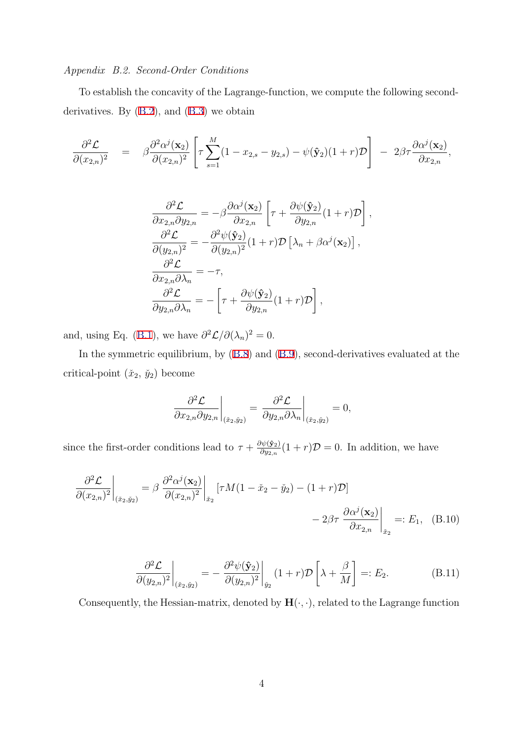*Appendix B.2. Second-Order Conditions*

To establish the concavity of the Lagrange-function, we compute the following second-derivatives. By (B.2), and (B.3) we obtain

$$\frac{\partial^2 \mathcal{L}}{\partial (x_{2,n})^2} \quad = \quad \beta \frac{\partial^2 \alpha^j(\mathbf{x}_2)}{\partial (x_{2,n})^2} \left[ \tau \sum_{s=1}^{M} (1 - x_{2,s} - y_{2,s}) - \psi(\hat{\mathbf{y}}_2)(1+r)\mathcal{D} \right] \; - \; 2\beta\tau \frac{\partial \alpha^j(\mathbf{x}_2)}{\partial x_{2,n}},$$

$$\begin{aligned}
\frac{\partial^2 \mathcal{L}}{\partial x_{2,n} \partial y_{2,n}} &= -\beta \frac{\partial \alpha^j(\mathbf{x}_2)}{\partial x_{2,n}} \left[ \tau + \frac{\partial \psi(\hat{\mathbf{y}}_2)}{\partial y_{2,n}} (1+r)\mathcal{D} \right], \\
\frac{\partial^2 \mathcal{L}}{\partial (y_{2,n})^2} &= -\frac{\partial^2 \psi(\hat{\mathbf{y}}_2)}{\partial (y_{2,n})^2} (1+r)\mathcal{D} \left[ \lambda_n + \beta \alpha^j(\mathbf{x}_2) \right], \\
\frac{\partial^2 \mathcal{L}}{\partial x_{2,n} \partial \lambda_n} &= -\tau, \\
\frac{\partial^2 \mathcal{L}}{\partial y_{2,n} \partial \lambda_n} &= -\left[ \tau + \frac{\partial \psi(\hat{\mathbf{y}}_2)}{\partial y_{2,n}} (1+r)\mathcal{D} \right],
\end{aligned}$$

and, using Eq. (B.1), we have $\partial^2 \mathcal{L} / \partial (\lambda_n)^2 = 0$.

In the symmetric equilibrium, by (B.8) and (B.9), second-derivatives evaluated at the critical-point $(\check{x}_2, \, \check{y}_2)$ become

$$\left. \frac{\partial^2 \mathcal{L}}{\partial x_{2,n} \partial y_{2,n}} \right|_{(\check{x}_2, \check{y}_2)} = \left. \frac{\partial^2 \mathcal{L}}{\partial y_{2,n} \partial \lambda_n} \right|_{(\check{x}_2, \check{y}_2)} = 0,$$

since the first-order conditions lead to $\tau + \frac{\partial \psi(\hat{\mathbf{y}}_2)}{\partial y_{2,n}} (1+r)\mathcal{D} = 0$. In addition, we have

$$\left. \frac{\partial^2 \mathcal{L}}{\partial (x_{2,n})^2} \right|_{(\check{x}_2, \check{y}_2)} = \beta \left. \frac{\partial^2 \alpha^j(\mathbf{x}_2)}{\partial (x_{2,n})^2} \right|_{\check{x}_2} \left[ \tau M (1 - \check{x}_2 - \check{y}_2) - (1+r)\mathcal{D} \right] - 2\beta\tau \left. \frac{\partial \alpha^j(\mathbf{x}_2)}{\partial x_{2,n}} \right|_{\check{x}_2} =: E_1, \quad \text{(B.10)}$$

$$\left. \frac{\partial^2 \mathcal{L}}{\partial (y_{2,n})^2} \right|_{(\check{x}_2, \check{y}_2)} = - \left. \frac{\partial^2 \psi(\hat{\mathbf{y}}_2)}{\partial (y_{2,n})^2} \right|_{\check{y}_2} (1+r)\mathcal{D} \left[ \lambda + \frac{\beta}{M} \right] =: E_2. \quad \text{(B.11)}$$

Consequently, the Hessian-matrix, denoted by $\mathbf{H}(\cdot, \cdot)$, related to the Lagrange function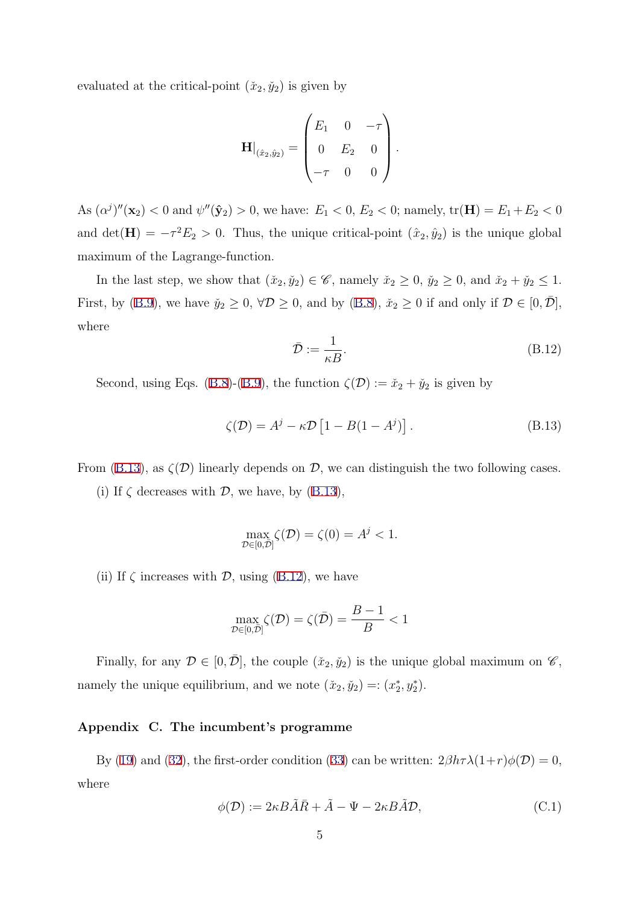evaluated at the critical-point $(\check{x}_2, \check{y}_2)$ is given by

$$\mathbf{H}|_{(\hat{x}_2,\hat{y}_2)} = \begin{pmatrix} E_1 & 0 & -\tau \\ 0 & E_2 & 0 \\ -\tau & 0 & 0 \end{pmatrix}.$$

As $(\alpha^j)''(\mathbf{x}_2) < 0$ and $\psi''(\hat{\mathbf{y}}_2) > 0$, we have: $E_1 < 0$, $E_2 < 0$; namely, $\text{tr}(\mathbf{H}) = E_1 + E_2 < 0$ and $\det(\mathbf{H}) = -\tau^2 E_2 > 0$. Thus, the unique critical-point $(\hat{x}_2, \hat{y}_2)$ is the unique global maximum of the Lagrange-function.

In the last step, we show that $(\check{x}_2, \check{y}_2) \in \mathscr{C}$, namely $\check{x}_2 \geq 0$, $\check{y}_2 \geq 0$, and $\check{x}_2 + \check{y}_2 \leq 1$. First, by (B.9), we have $\check{y}_2 \geq 0$, $\forall \mathcal{D} \geq 0$, and by (B.8), $\check{x}_2 \geq 0$ if and only if $\mathcal{D} \in [0, \bar{\mathcal{D}}]$, where

$$\bar{\mathcal{D}} := \frac{1}{\kappa B}. \tag{B.12}$$

Second, using Eqs. (B.8)-(B.9), the function $\zeta(\mathcal{D}) := \check{x}_2 + \check{y}_2$ is given by

$$\zeta(\mathcal{D}) = A^j - \kappa \mathcal{D} \left[1 - B(1 - A^j)\right]. \tag{B.13}$$

From (B.13), as $\zeta(\mathcal{D})$ linearly depends on $\mathcal{D}$, we can distinguish the two following cases.

(i) If $\zeta$ decreases with $\mathcal{D}$, we have, by (B.13),

$$\max_{\mathcal{D} \in [0,\bar{\mathcal{D}}]} \zeta(\mathcal{D}) = \zeta(0) = A^j < 1.$$

(ii) If $\zeta$ increases with $\mathcal{D}$, using (B.12), we have

$$\max_{\mathcal{D} \in [0,\bar{\mathcal{D}}]} \zeta(\mathcal{D}) = \zeta(\bar{\mathcal{D}}) = \frac{B-1}{B} < 1$$

Finally, for any $\mathcal{D} \in [0, \bar{\mathcal{D}}]$, the couple $(\check{x}_2, \check{y}_2)$ is the unique global maximum on $\mathscr{C}$, namely the unique equilibrium, and we note $(\check{x}_2, \check{y}_2) =: (x_2^*, y_2^*)$.

## Appendix C. The incumbent's programme

By (19) and (32), the first-order condition (33) can be written: $2\beta h \tau \lambda (1+r)\phi(\mathcal{D}) = 0$, where

$$\phi(\mathcal{D}) := 2\kappa B \tilde{A} \bar{R} + \tilde{A} - \Psi - 2\kappa B \tilde{A} \mathcal{D}, \tag{C.1}$$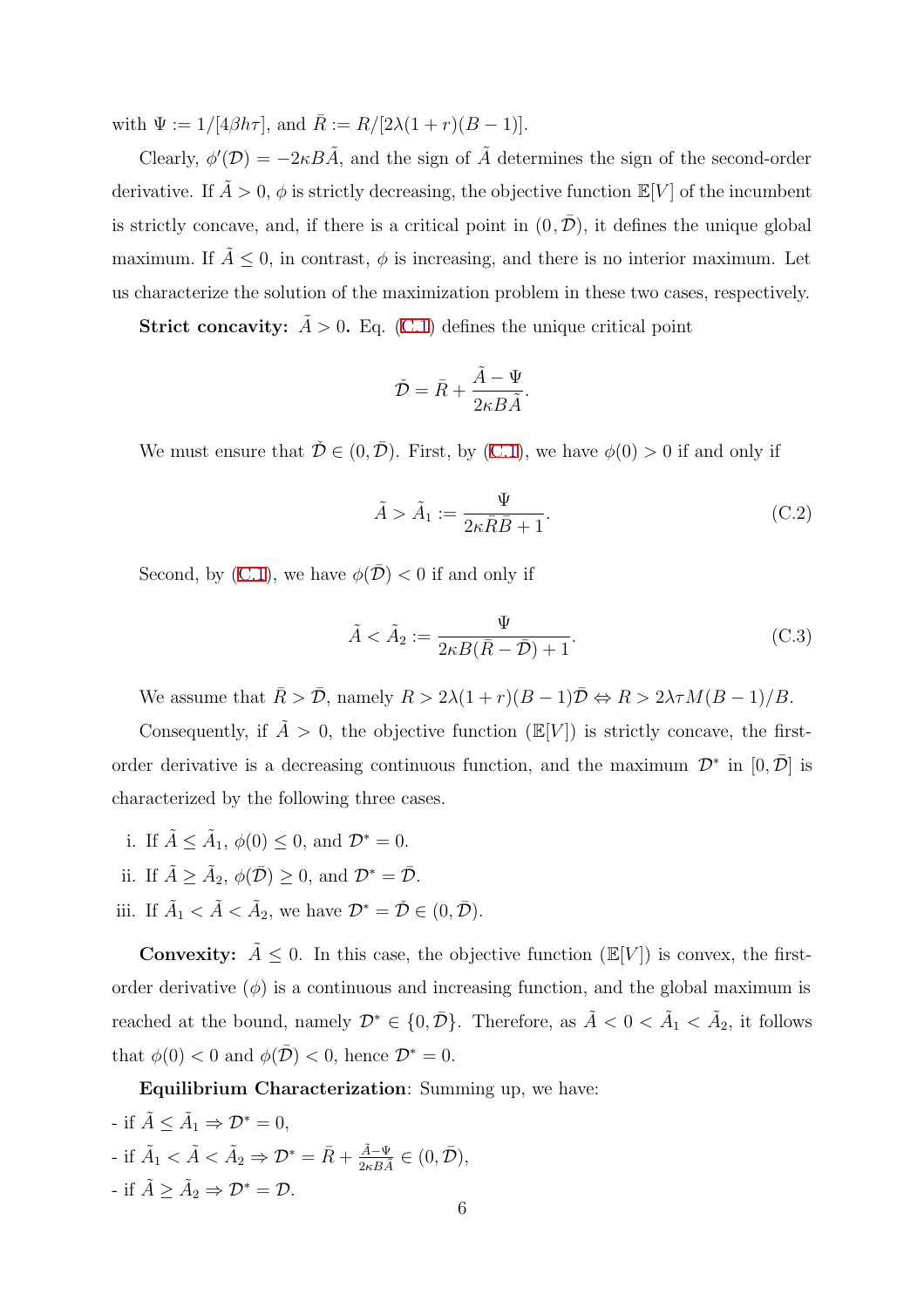with $\Psi := 1/[4\beta h\tau]$, and $\bar{R} := R/[2\lambda(1+r)(B-1)]$.

Clearly, $\phi'(\mathcal{D}) = -2\kappa B\tilde{A}$, and the sign of $\tilde{A}$ determines the sign of the second-order derivative. If $\tilde{A} > 0$, $\phi$ is strictly decreasing, the objective function $\mathbb{E}[V]$ of the incumbent is strictly concave, and, if there is a critical point in $(0, \bar{\mathcal{D}})$, it defines the unique global maximum. If $\tilde{A} \leq 0$, in contrast, $\phi$ is increasing, and there is no interior maximum. Let us characterize the solution of the maximization problem in these two cases, respectively.

**Strict concavity: $\tilde{A} > 0$.** Eq. (C.1) defines the unique critical point

$$\check{\mathcal{D}} = \bar{R} + \frac{\tilde{A} - \Psi}{2\kappa B\tilde{A}}.$$

We must ensure that $\check{\mathcal{D}} \in (0, \bar{\mathcal{D}})$. First, by (C.1), we have $\phi(0) > 0$ if and only if

$$\tilde{A} > \tilde{A}_1 := \frac{\Psi}{2\kappa\bar{R}\bar{B} + 1}. \tag{C.2}$$

Second, by (C.1), we have $\phi(\bar{\mathcal{D}}) < 0$ if and only if

$$\tilde{A} < \tilde{A}_2 := \frac{\Psi}{2\kappa B(\bar{R} - \bar{\mathcal{D}}) + 1}. \tag{C.3}$$

We assume that $\bar{R} > \bar{\mathcal{D}}$, namely $R > 2\lambda(1+r)(B-1)\bar{\mathcal{D}} \Leftrightarrow R > 2\lambda\tau M(B-1)/B$.

Consequently, if $\tilde{A} > 0$, the objective function ($\mathbb{E}[V]$) is strictly concave, the first-order derivative is a decreasing continuous function, and the maximum $\mathcal{D}^*$ in $[0, \bar{\mathcal{D}}]$ is characterized by the following three cases.

i. If $\tilde{A} \leq \tilde{A}_1$, $\phi(0) \leq 0$, and $\mathcal{D}^* = 0$.

ii. If $\tilde{A} \geq \tilde{A}_2$, $\phi(\bar{\mathcal{D}}) \geq 0$, and $\mathcal{D}^* = \bar{\mathcal{D}}$.

iii. If $\tilde{A}_1 < \tilde{A} < \tilde{A}_2$, we have $\mathcal{D}^* = \check{\mathcal{D}} \in (0, \bar{\mathcal{D}})$.

**Convexity:** $\tilde{A} \leq 0$. In this case, the objective function ($\mathbb{E}[V]$) is convex, the first-order derivative ($\phi$) is a continuous and increasing function, and the global maximum is reached at the bound, namely $\mathcal{D}^* \in \{0, \bar{\mathcal{D}}\}$. Therefore, as $\tilde{A} < 0 < \tilde{A}_1 < \tilde{A}_2$, it follows that $\phi(0) < 0$ and $\phi(\bar{\mathcal{D}}) < 0$, hence $\mathcal{D}^* = 0$.

**Equilibrium Characterization**: Summing up, we have:

- if $\tilde{A} \leq \tilde{A}_1 \Rightarrow \mathcal{D}^* = 0$,
- if $\tilde{A}_1 < \tilde{A} < \tilde{A}_2 \Rightarrow \mathcal{D}^* = \bar{R} + \frac{\tilde{A} - \Psi}{2\kappa B\tilde{A}} \in (0, \bar{\mathcal{D}})$,
- if $\tilde{A} \geq \tilde{A}_2 \Rightarrow \mathcal{D}^* = \mathcal{D}$.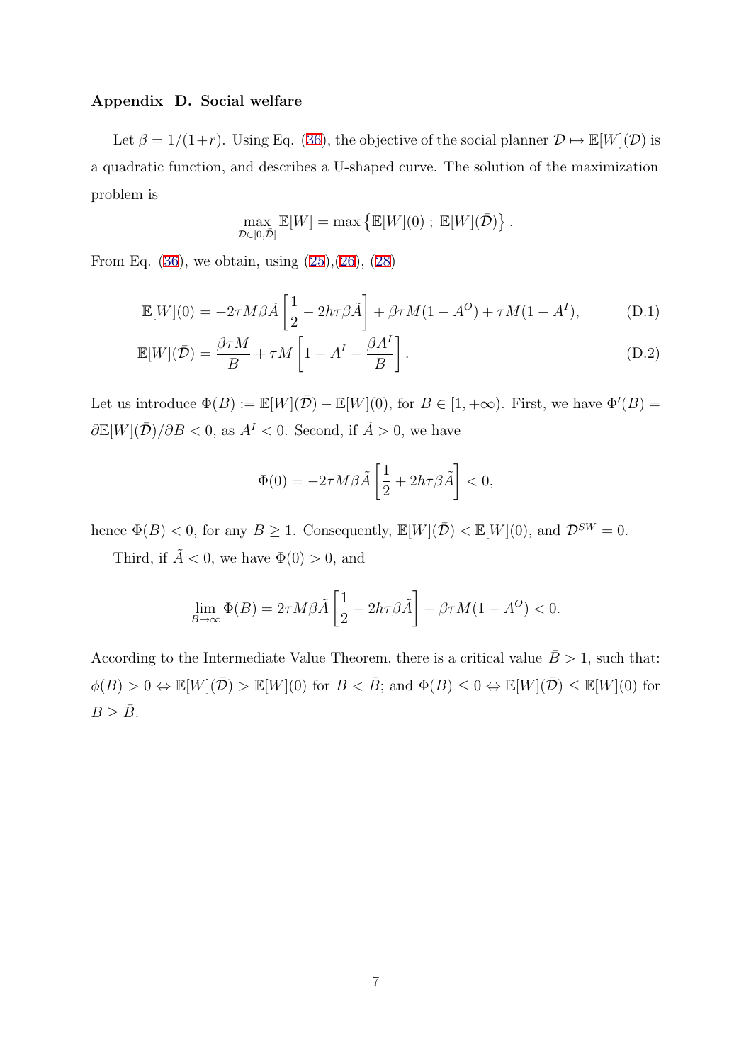### Appendix D. Social welfare

Let $\beta = 1/(1+r)$. Using Eq. (36), the objective of the social planner $\mathcal{D} \mapsto \mathbb{E}[W](\mathcal{D})$ is a quadratic function, and describes a U-shaped curve. The solution of the maximization problem is

$$\max_{\mathcal{D}\in[0,\bar{\mathcal{D}}]} \mathbb{E}[W] = \max\left\{\mathbb{E}[W](0)\ ;\ \mathbb{E}[W](\bar{\mathcal{D}})\right\}.$$

From Eq. (36), we obtain, using (25),(26), (28)

$$\mathbb{E}[W](0) = -2\tau M\beta\tilde{A}\left[\frac{1}{2} - 2h\tau\beta\tilde{A}\right] + \beta\tau M(1-A^O) + \tau M(1-A^I), \tag{D.1}$$

$$\mathbb{E}[W](\bar{\mathcal{D}}) = \frac{\beta\tau M}{B} + \tau M\left[1 - A^I - \frac{\beta A^I}{B}\right]. \tag{D.2}$$

Let us introduce $\Phi(B) := \mathbb{E}[W](\bar{\mathcal{D}}) - \mathbb{E}[W](0)$, for $B \in [1, +\infty)$. First, we have $\Phi'(B) = \partial\mathbb{E}[W](\bar{\mathcal{D}})/\partial B < 0$, as $A^I < 0$. Second, if $\tilde{A} > 0$, we have

$$\Phi(0) = -2\tau M\beta\tilde{A}\left[\frac{1}{2} + 2h\tau\beta\tilde{A}\right] < 0,$$

hence $\Phi(B) < 0$, for any $B \geq 1$. Consequently, $\mathbb{E}[W](\bar{\mathcal{D}}) < \mathbb{E}[W](0)$, and $\mathcal{D}^{SW} = 0$.

Third, if $\tilde{A} < 0$, we have $\Phi(0) > 0$, and

$$\lim_{B\to\infty}\Phi(B) = 2\tau M\beta\tilde{A}\left[\frac{1}{2} - 2h\tau\beta\tilde{A}\right] - \beta\tau M(1-A^O) < 0.$$

According to the Intermediate Value Theorem, there is a critical value $\bar{B} > 1$, such that: $\phi(B) > 0 \Leftrightarrow \mathbb{E}[W](\bar{\mathcal{D}}) > \mathbb{E}[W](0)$ for $B < \bar{B}$; and $\Phi(B) \leq 0 \Leftrightarrow \mathbb{E}[W](\bar{\mathcal{D}}) \leq \mathbb{E}[W](0)$ for $B \geq \bar{B}$.